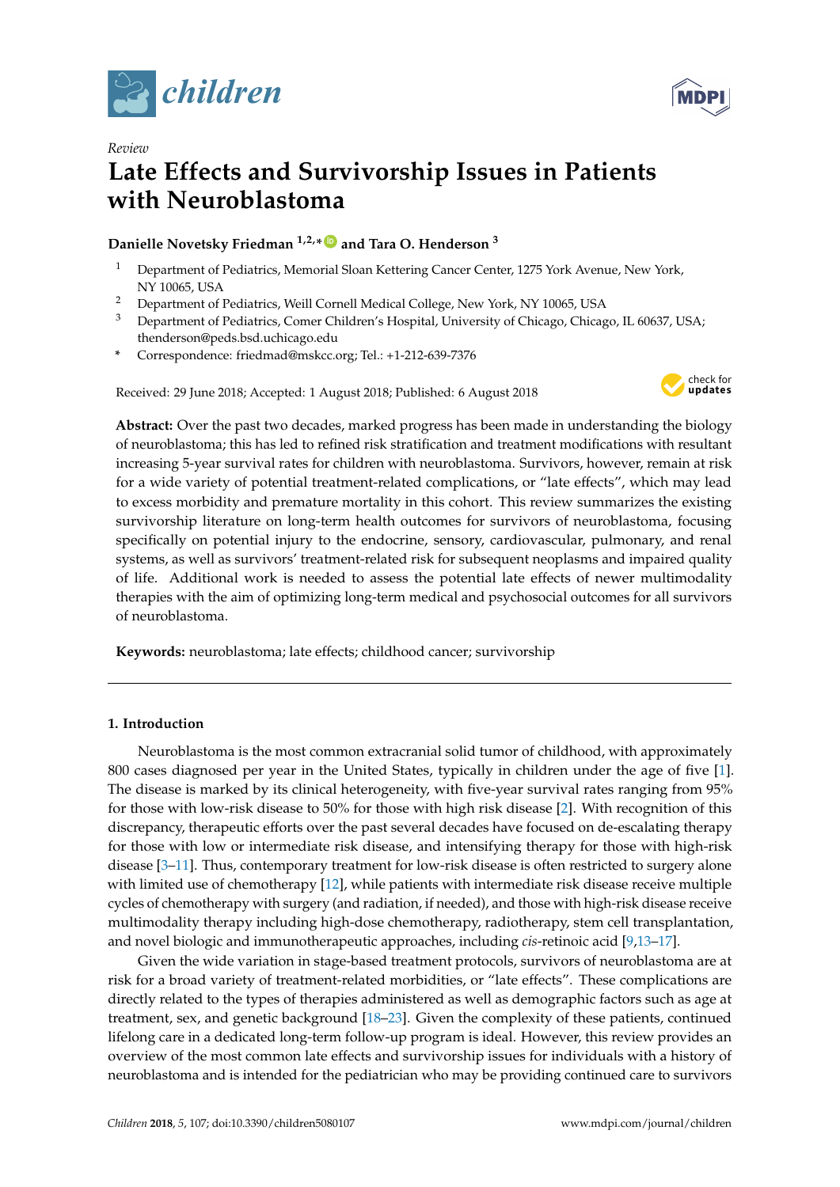*Review*

# Late Effects and Survivorship Issues in Patients with Neuroblastoma

**Danielle Novetsky Friedman [1,2,*] and Tara O. Henderson [3]**

[1] Department of Pediatrics, Memorial Sloan Kettering Cancer Center, 1275 York Avenue, New York, NY 10065, USA
[2] Department of Pediatrics, Weill Cornell Medical College, New York, NY 10065, USA
[3] Department of Pediatrics, Comer Children's Hospital, University of Chicago, Chicago, IL 60637, USA; thenderson@peds.bsd.uchicago.edu
* Correspondence: friedmad@mskcc.org; Tel.: +1-212-639-7376

Received: 29 June 2018; Accepted: 1 August 2018; Published: 6 August 2018

**Abstract:** Over the past two decades, marked progress has been made in understanding the biology of neuroblastoma; this has led to refined risk stratification and treatment modifications with resultant increasing 5-year survival rates for children with neuroblastoma. Survivors, however, remain at risk for a wide variety of potential treatment-related complications, or "late effects", which may lead to excess morbidity and premature mortality in this cohort. This review summarizes the existing survivorship literature on long-term health outcomes for survivors of neuroblastoma, focusing specifically on potential injury to the endocrine, sensory, cardiovascular, pulmonary, and renal systems, as well as survivors' treatment-related risk for subsequent neoplasms and impaired quality of life. Additional work is needed to assess the potential late effects of newer multimodality therapies with the aim of optimizing long-term medical and psychosocial outcomes for all survivors of neuroblastoma.

**Keywords:** neuroblastoma; late effects; childhood cancer; survivorship

## 1. Introduction

Neuroblastoma is the most common extracranial solid tumor of childhood, with approximately 800 cases diagnosed per year in the United States, typically in children under the age of five [1]. The disease is marked by its clinical heterogeneity, with five-year survival rates ranging from 95% for those with low-risk disease to 50% for those with high risk disease [2]. With recognition of this discrepancy, therapeutic efforts over the past several decades have focused on de-escalating therapy for those with low or intermediate risk disease, and intensifying therapy for those with high-risk disease [3–11]. Thus, contemporary treatment for low-risk disease is often restricted to surgery alone with limited use of chemotherapy [12], while patients with intermediate risk disease receive multiple cycles of chemotherapy with surgery (and radiation, if needed), and those with high-risk disease receive multimodality therapy including high-dose chemotherapy, radiotherapy, stem cell transplantation, and novel biologic and immunotherapeutic approaches, including *cis*-retinoic acid [9,13–17].

Given the wide variation in stage-based treatment protocols, survivors of neuroblastoma are at risk for a broad variety of treatment-related morbidities, or "late effects". These complications are directly related to the types of therapies administered as well as demographic factors such as age at treatment, sex, and genetic background [18–23]. Given the complexity of these patients, continued lifelong care in a dedicated long-term follow-up program is ideal. However, this review provides an overview of the most common late effects and survivorship issues for individuals with a history of neuroblastoma and is intended for the pediatrician who may be providing continued care to survivors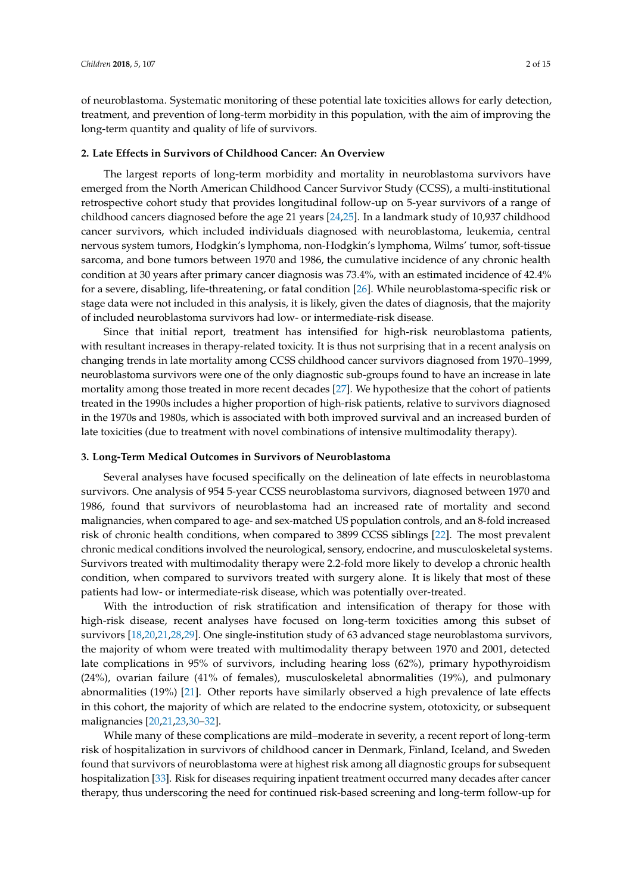of neuroblastoma. Systematic monitoring of these potential late toxicities allows for early detection, treatment, and prevention of long-term morbidity in this population, with the aim of improving the long-term quantity and quality of life of survivors.

## 2. Late Effects in Survivors of Childhood Cancer: An Overview

The largest reports of long-term morbidity and mortality in neuroblastoma survivors have emerged from the North American Childhood Cancer Survivor Study (CCSS), a multi-institutional retrospective cohort study that provides longitudinal follow-up on 5-year survivors of a range of childhood cancers diagnosed before the age 21 years [24,25]. In a landmark study of 10,937 childhood cancer survivors, which included individuals diagnosed with neuroblastoma, leukemia, central nervous system tumors, Hodgkin's lymphoma, non-Hodgkin's lymphoma, Wilms' tumor, soft-tissue sarcoma, and bone tumors between 1970 and 1986, the cumulative incidence of any chronic health condition at 30 years after primary cancer diagnosis was 73.4%, with an estimated incidence of 42.4% for a severe, disabling, life-threatening, or fatal condition [26]. While neuroblastoma-specific risk or stage data were not included in this analysis, it is likely, given the dates of diagnosis, that the majority of included neuroblastoma survivors had low- or intermediate-risk disease.

Since that initial report, treatment has intensified for high-risk neuroblastoma patients, with resultant increases in therapy-related toxicity. It is thus not surprising that in a recent analysis on changing trends in late mortality among CCSS childhood cancer survivors diagnosed from 1970–1999, neuroblastoma survivors were one of the only diagnostic sub-groups found to have an increase in late mortality among those treated in more recent decades [27]. We hypothesize that the cohort of patients treated in the 1990s includes a higher proportion of high-risk patients, relative to survivors diagnosed in the 1970s and 1980s, which is associated with both improved survival and an increased burden of late toxicities (due to treatment with novel combinations of intensive multimodality therapy).

## 3. Long-Term Medical Outcomes in Survivors of Neuroblastoma

Several analyses have focused specifically on the delineation of late effects in neuroblastoma survivors. One analysis of 954 5-year CCSS neuroblastoma survivors, diagnosed between 1970 and 1986, found that survivors of neuroblastoma had an increased rate of mortality and second malignancies, when compared to age- and sex-matched US population controls, and an 8-fold increased risk of chronic health conditions, when compared to 3899 CCSS siblings [22]. The most prevalent chronic medical conditions involved the neurological, sensory, endocrine, and musculoskeletal systems. Survivors treated with multimodality therapy were 2.2-fold more likely to develop a chronic health condition, when compared to survivors treated with surgery alone. It is likely that most of these patients had low- or intermediate-risk disease, which was potentially over-treated.

With the introduction of risk stratification and intensification of therapy for those with high-risk disease, recent analyses have focused on long-term toxicities among this subset of survivors [18,20,21,28,29]. One single-institution study of 63 advanced stage neuroblastoma survivors, the majority of whom were treated with multimodality therapy between 1970 and 2001, detected late complications in 95% of survivors, including hearing loss (62%), primary hypothyroidism (24%), ovarian failure (41% of females), musculoskeletal abnormalities (19%), and pulmonary abnormalities (19%) [21]. Other reports have similarly observed a high prevalence of late effects in this cohort, the majority of which are related to the endocrine system, ototoxicity, or subsequent malignancies [20,21,23,30–32].

While many of these complications are mild–moderate in severity, a recent report of long-term risk of hospitalization in survivors of childhood cancer in Denmark, Finland, Iceland, and Sweden found that survivors of neuroblastoma were at highest risk among all diagnostic groups for subsequent hospitalization [33]. Risk for diseases requiring inpatient treatment occurred many decades after cancer therapy, thus underscoring the need for continued risk-based screening and long-term follow-up for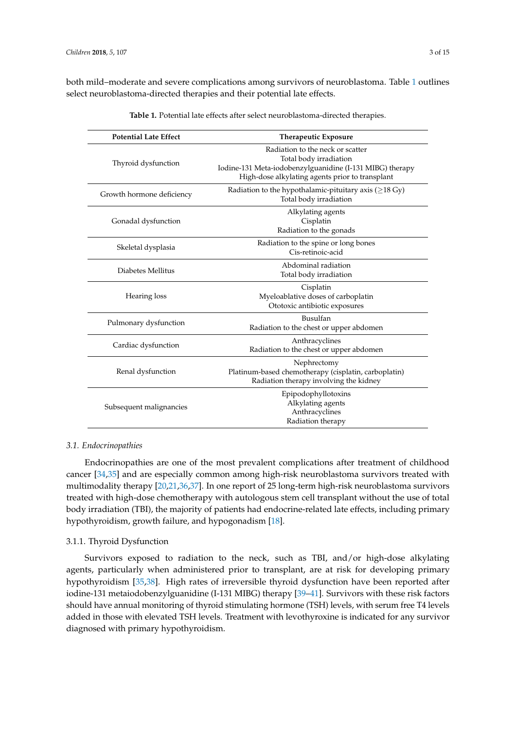both mild–moderate and severe complications among survivors of neuroblastoma. Table 1 outlines select neuroblastoma-directed therapies and their potential late effects.

**Table 1.** Potential late effects after select neuroblastoma-directed therapies.

| Potential Late Effect | Therapeutic Exposure |
|---|---|
| Thyroid dysfunction | Radiation to the neck or scatter<br>Total body irradiation<br>Iodine-131 Meta-iodobenzylguanidine (I-131 MIBG) therapy<br>High-dose alkylating agents prior to transplant |
| Growth hormone deficiency | Radiation to the hypothalamic-pituitary axis (≥18 Gy)<br>Total body irradiation |
| Gonadal dysfunction | Alkylating agents<br>Cisplatin<br>Radiation to the gonads |
| Skeletal dysplasia | Radiation to the spine or long bones<br>Cis-retinoic-acid |
| Diabetes Mellitus | Abdominal radiation<br>Total body irradiation |
| Hearing loss | Cisplatin<br>Myeloablative doses of carboplatin<br>Ototoxic antibiotic exposures |
| Pulmonary dysfunction | Busulfan<br>Radiation to the chest or upper abdomen |
| Cardiac dysfunction | Anthracyclines<br>Radiation to the chest or upper abdomen |
| Renal dysfunction | Nephrectomy<br>Platinum-based chemotherapy (cisplatin, carboplatin)<br>Radiation therapy involving the kidney |
| Subsequent malignancies | Epipodophyllotoxins<br>Alkylating agents<br>Anthracyclines<br>Radiation therapy |

### 3.1. *Endocrinopathies*

Endocrinopathies are one of the most prevalent complications after treatment of childhood cancer [34,35] and are especially common among high-risk neuroblastoma survivors treated with multimodality therapy [20,21,36,37]. In one report of 25 long-term high-risk neuroblastoma survivors treated with high-dose chemotherapy with autologous stem cell transplant without the use of total body irradiation (TBI), the majority of patients had endocrine-related late effects, including primary hypothyroidism, growth failure, and hypogonadism [18].

#### 3.1.1. Thyroid Dysfunction

Survivors exposed to radiation to the neck, such as TBI, and/or high-dose alkylating agents, particularly when administered prior to transplant, are at risk for developing primary hypothyroidism [35,38]. High rates of irreversible thyroid dysfunction have been reported after iodine-131 metaiodobenzylguanidine (I-131 MIBG) therapy [39–41]. Survivors with these risk factors should have annual monitoring of thyroid stimulating hormone (TSH) levels, with serum free T4 levels added in those with elevated TSH levels. Treatment with levothyroxine is indicated for any survivor diagnosed with primary hypothyroidism.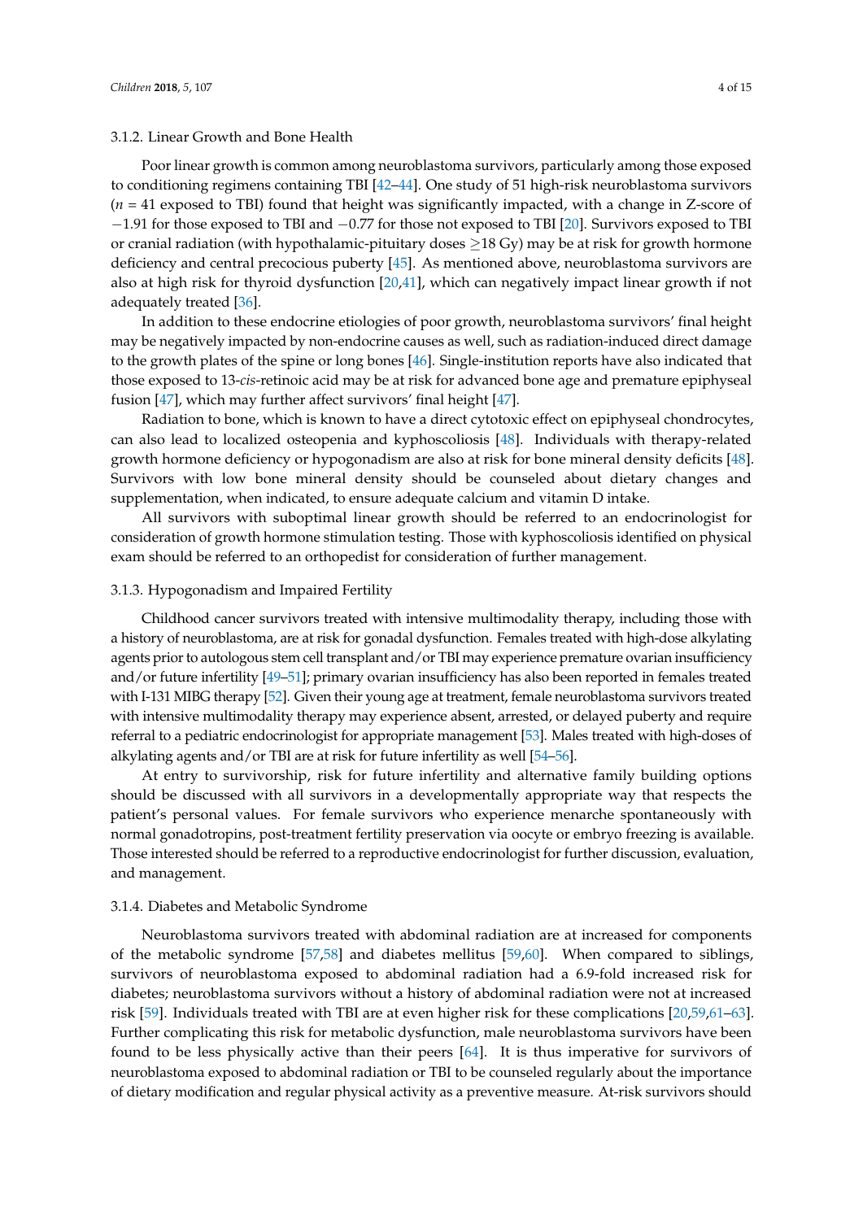### 3.1.2. Linear Growth and Bone Health

Poor linear growth is common among neuroblastoma survivors, particularly among those exposed to conditioning regimens containing TBI [42–44]. One study of 51 high-risk neuroblastoma survivors ($n$ = 41 exposed to TBI) found that height was significantly impacted, with a change in Z-score of −1.91 for those exposed to TBI and −0.77 for those not exposed to TBI [20]. Survivors exposed to TBI or cranial radiation (with hypothalamic-pituitary doses ≥18 Gy) may be at risk for growth hormone deficiency and central precocious puberty [45]. As mentioned above, neuroblastoma survivors are also at high risk for thyroid dysfunction [20,41], which can negatively impact linear growth if not adequately treated [36].

In addition to these endocrine etiologies of poor growth, neuroblastoma survivors' final height may be negatively impacted by non-endocrine causes as well, such as radiation-induced direct damage to the growth plates of the spine or long bones [46]. Single-institution reports have also indicated that those exposed to 13-*cis*-retinoic acid may be at risk for advanced bone age and premature epiphyseal fusion [47], which may further affect survivors' final height [47].

Radiation to bone, which is known to have a direct cytotoxic effect on epiphyseal chondrocytes, can also lead to localized osteopenia and kyphoscoliosis [48]. Individuals with therapy-related growth hormone deficiency or hypogonadism are also at risk for bone mineral density deficits [48]. Survivors with low bone mineral density should be counseled about dietary changes and supplementation, when indicated, to ensure adequate calcium and vitamin D intake.

All survivors with suboptimal linear growth should be referred to an endocrinologist for consideration of growth hormone stimulation testing. Those with kyphoscoliosis identified on physical exam should be referred to an orthopedist for consideration of further management.

### 3.1.3. Hypogonadism and Impaired Fertility

Childhood cancer survivors treated with intensive multimodality therapy, including those with a history of neuroblastoma, are at risk for gonadal dysfunction. Females treated with high-dose alkylating agents prior to autologous stem cell transplant and/or TBI may experience premature ovarian insufficiency and/or future infertility [49–51]; primary ovarian insufficiency has also been reported in females treated with I-131 MIBG therapy [52]. Given their young age at treatment, female neuroblastoma survivors treated with intensive multimodality therapy may experience absent, arrested, or delayed puberty and require referral to a pediatric endocrinologist for appropriate management [53]. Males treated with high-doses of alkylating agents and/or TBI are at risk for future infertility as well [54–56].

At entry to survivorship, risk for future infertility and alternative family building options should be discussed with all survivors in a developmentally appropriate way that respects the patient's personal values. For female survivors who experience menarche spontaneously with normal gonadotropins, post-treatment fertility preservation via oocyte or embryo freezing is available. Those interested should be referred to a reproductive endocrinologist for further discussion, evaluation, and management.

### 3.1.4. Diabetes and Metabolic Syndrome

Neuroblastoma survivors treated with abdominal radiation are at increased for components of the metabolic syndrome [57,58] and diabetes mellitus [59,60]. When compared to siblings, survivors of neuroblastoma exposed to abdominal radiation had a 6.9-fold increased risk for diabetes; neuroblastoma survivors without a history of abdominal radiation were not at increased risk [59]. Individuals treated with TBI are at even higher risk for these complications [20,59,61–63]. Further complicating this risk for metabolic dysfunction, male neuroblastoma survivors have been found to be less physically active than their peers [64]. It is thus imperative for survivors of neuroblastoma exposed to abdominal radiation or TBI to be counseled regularly about the importance of dietary modification and regular physical activity as a preventive measure. At-risk survivors should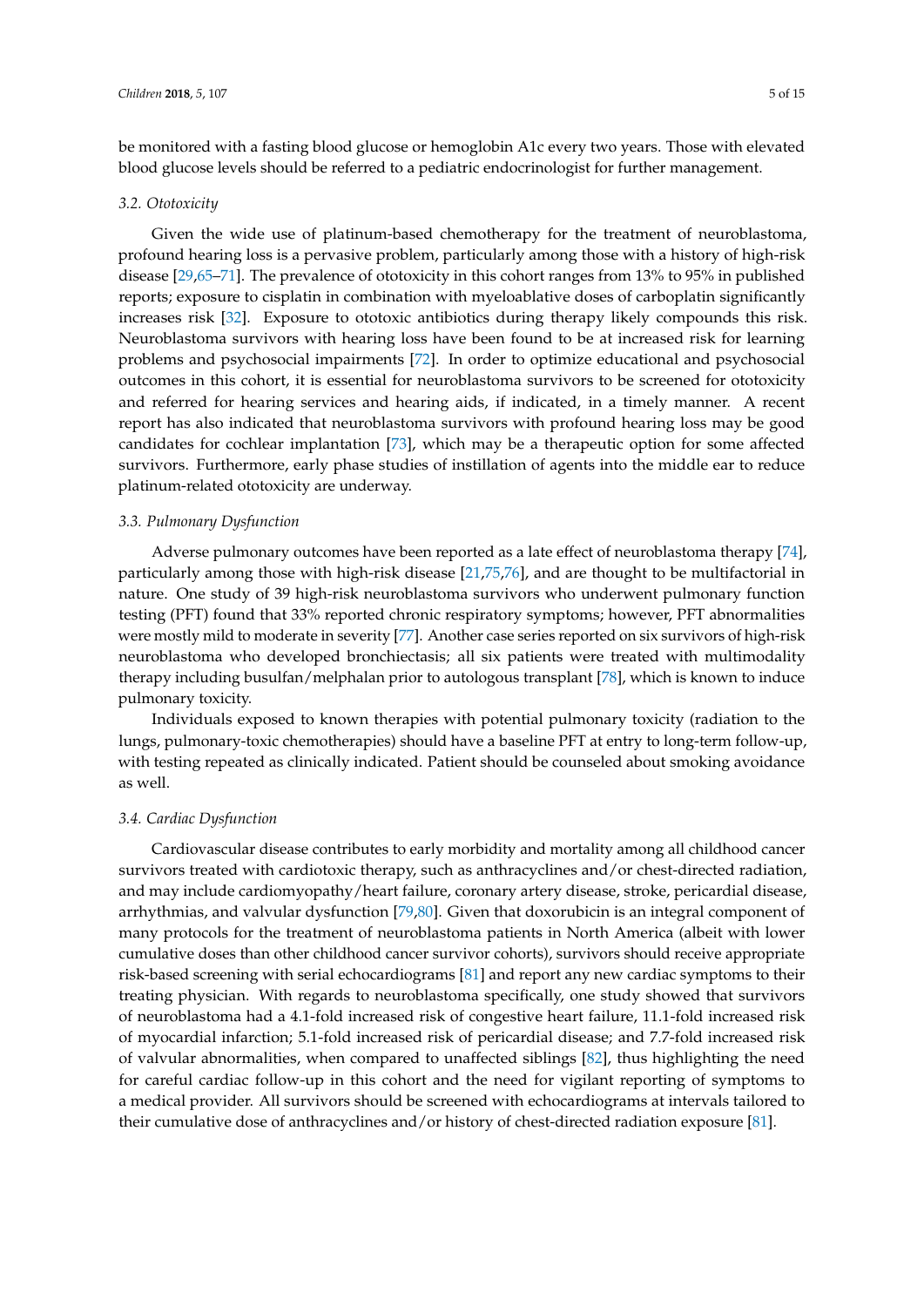be monitored with a fasting blood glucose or hemoglobin A1c every two years. Those with elevated blood glucose levels should be referred to a pediatric endocrinologist for further management.

### 3.2. Ototoxicity

Given the wide use of platinum-based chemotherapy for the treatment of neuroblastoma, profound hearing loss is a pervasive problem, particularly among those with a history of high-risk disease [29,65–71]. The prevalence of ototoxicity in this cohort ranges from 13% to 95% in published reports; exposure to cisplatin in combination with myeloablative doses of carboplatin significantly increases risk [32]. Exposure to ototoxic antibiotics during therapy likely compounds this risk. Neuroblastoma survivors with hearing loss have been found to be at increased risk for learning problems and psychosocial impairments [72]. In order to optimize educational and psychosocial outcomes in this cohort, it is essential for neuroblastoma survivors to be screened for ototoxicity and referred for hearing services and hearing aids, if indicated, in a timely manner. A recent report has also indicated that neuroblastoma survivors with profound hearing loss may be good candidates for cochlear implantation [73], which may be a therapeutic option for some affected survivors. Furthermore, early phase studies of instillation of agents into the middle ear to reduce platinum-related ototoxicity are underway.

### 3.3. Pulmonary Dysfunction

Adverse pulmonary outcomes have been reported as a late effect of neuroblastoma therapy [74], particularly among those with high-risk disease [21,75,76], and are thought to be multifactorial in nature. One study of 39 high-risk neuroblastoma survivors who underwent pulmonary function testing (PFT) found that 33% reported chronic respiratory symptoms; however, PFT abnormalities were mostly mild to moderate in severity [77]. Another case series reported on six survivors of high-risk neuroblastoma who developed bronchiectasis; all six patients were treated with multimodality therapy including busulfan/melphalan prior to autologous transplant [78], which is known to induce pulmonary toxicity.

Individuals exposed to known therapies with potential pulmonary toxicity (radiation to the lungs, pulmonary-toxic chemotherapies) should have a baseline PFT at entry to long-term follow-up, with testing repeated as clinically indicated. Patient should be counseled about smoking avoidance as well.

### 3.4. Cardiac Dysfunction

Cardiovascular disease contributes to early morbidity and mortality among all childhood cancer survivors treated with cardiotoxic therapy, such as anthracyclines and/or chest-directed radiation, and may include cardiomyopathy/heart failure, coronary artery disease, stroke, pericardial disease, arrhythmias, and valvular dysfunction [79,80]. Given that doxorubicin is an integral component of many protocols for the treatment of neuroblastoma patients in North America (albeit with lower cumulative doses than other childhood cancer survivor cohorts), survivors should receive appropriate risk-based screening with serial echocardiograms [81] and report any new cardiac symptoms to their treating physician. With regards to neuroblastoma specifically, one study showed that survivors of neuroblastoma had a 4.1-fold increased risk of congestive heart failure, 11.1-fold increased risk of myocardial infarction; 5.1-fold increased risk of pericardial disease; and 7.7-fold increased risk of valvular abnormalities, when compared to unaffected siblings [82], thus highlighting the need for careful cardiac follow-up in this cohort and the need for vigilant reporting of symptoms to a medical provider. All survivors should be screened with echocardiograms at intervals tailored to their cumulative dose of anthracyclines and/or history of chest-directed radiation exposure [81].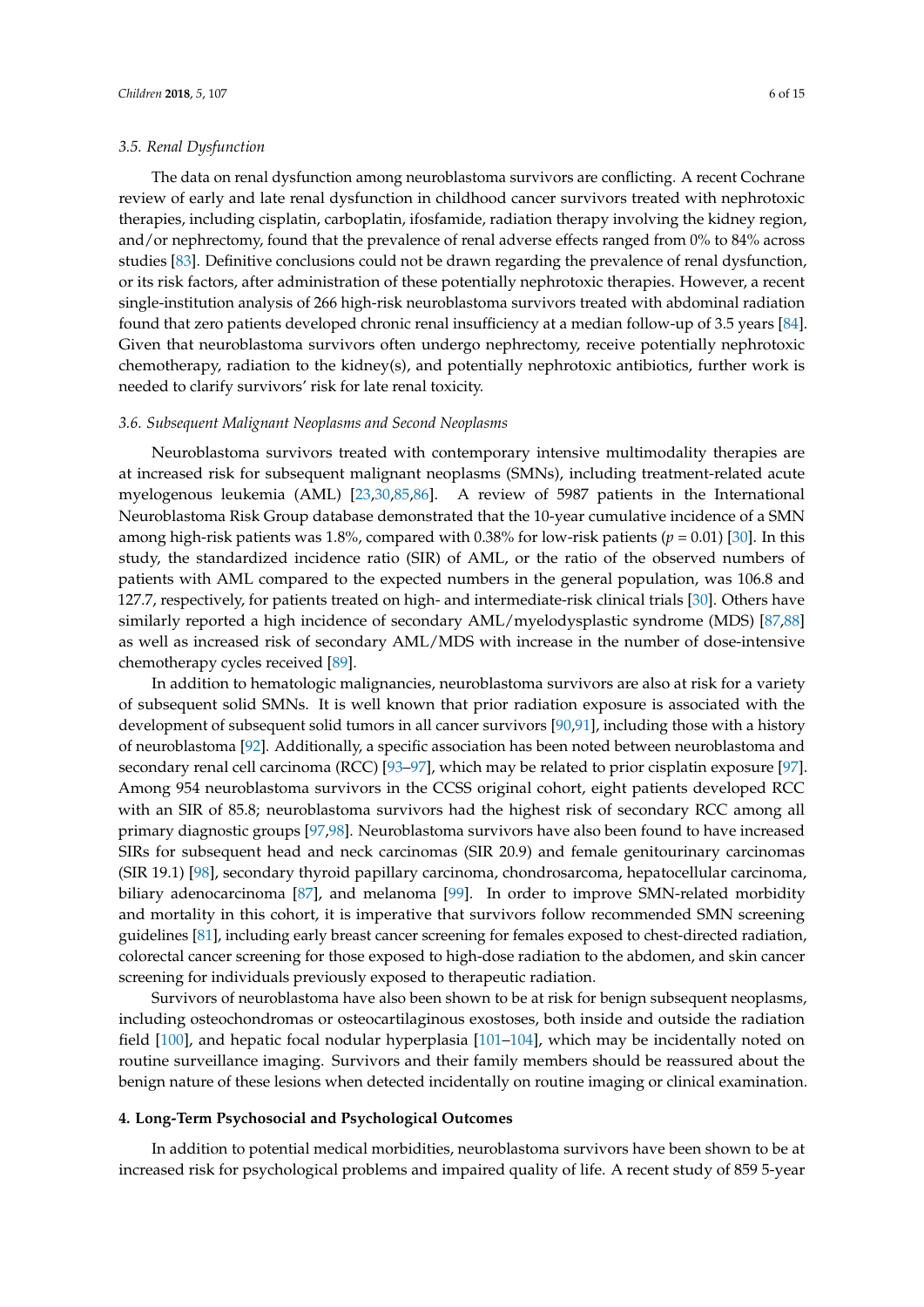### 3.5. Renal Dysfunction

The data on renal dysfunction among neuroblastoma survivors are conflicting. A recent Cochrane review of early and late renal dysfunction in childhood cancer survivors treated with nephrotoxic therapies, including cisplatin, carboplatin, ifosfamide, radiation therapy involving the kidney region, and/or nephrectomy, found that the prevalence of renal adverse effects ranged from 0% to 84% across studies [83]. Definitive conclusions could not be drawn regarding the prevalence of renal dysfunction, or its risk factors, after administration of these potentially nephrotoxic therapies. However, a recent single-institution analysis of 266 high-risk neuroblastoma survivors treated with abdominal radiation found that zero patients developed chronic renal insufficiency at a median follow-up of 3.5 years [84]. Given that neuroblastoma survivors often undergo nephrectomy, receive potentially nephrotoxic chemotherapy, radiation to the kidney(s), and potentially nephrotoxic antibiotics, further work is needed to clarify survivors' risk for late renal toxicity.

### 3.6. Subsequent Malignant Neoplasms and Second Neoplasms

Neuroblastoma survivors treated with contemporary intensive multimodality therapies are at increased risk for subsequent malignant neoplasms (SMNs), including treatment-related acute myelogenous leukemia (AML) [23,30,85,86]. A review of 5987 patients in the International Neuroblastoma Risk Group database demonstrated that the 10-year cumulative incidence of a SMN among high-risk patients was 1.8%, compared with 0.38% for low-risk patients ($p = 0.01$) [30]. In this study, the standardized incidence ratio (SIR) of AML, or the ratio of the observed numbers of patients with AML compared to the expected numbers in the general population, was 106.8 and 127.7, respectively, for patients treated on high- and intermediate-risk clinical trials [30]. Others have similarly reported a high incidence of secondary AML/myelodysplastic syndrome (MDS) [87,88] as well as increased risk of secondary AML/MDS with increase in the number of dose-intensive chemotherapy cycles received [89].

In addition to hematologic malignancies, neuroblastoma survivors are also at risk for a variety of subsequent solid SMNs. It is well known that prior radiation exposure is associated with the development of subsequent solid tumors in all cancer survivors [90,91], including those with a history of neuroblastoma [92]. Additionally, a specific association has been noted between neuroblastoma and secondary renal cell carcinoma (RCC) [93–97], which may be related to prior cisplatin exposure [97]. Among 954 neuroblastoma survivors in the CCSS original cohort, eight patients developed RCC with an SIR of 85.8; neuroblastoma survivors had the highest risk of secondary RCC among all primary diagnostic groups [97,98]. Neuroblastoma survivors have also been found to have increased SIRs for subsequent head and neck carcinomas (SIR 20.9) and female genitourinary carcinomas (SIR 19.1) [98], secondary thyroid papillary carcinoma, chondrosarcoma, hepatocellular carcinoma, biliary adenocarcinoma [87], and melanoma [99]. In order to improve SMN-related morbidity and mortality in this cohort, it is imperative that survivors follow recommended SMN screening guidelines [81], including early breast cancer screening for females exposed to chest-directed radiation, colorectal cancer screening for those exposed to high-dose radiation to the abdomen, and skin cancer screening for individuals previously exposed to therapeutic radiation.

Survivors of neuroblastoma have also been shown to be at risk for benign subsequent neoplasms, including osteochondromas or osteocartilaginous exostoses, both inside and outside the radiation field [100], and hepatic focal nodular hyperplasia [101–104], which may be incidentally noted on routine surveillance imaging. Survivors and their family members should be reassured about the benign nature of these lesions when detected incidentally on routine imaging or clinical examination.

## 4. Long-Term Psychosocial and Psychological Outcomes

In addition to potential medical morbidities, neuroblastoma survivors have been shown to be at increased risk for psychological problems and impaired quality of life. A recent study of 859 5-year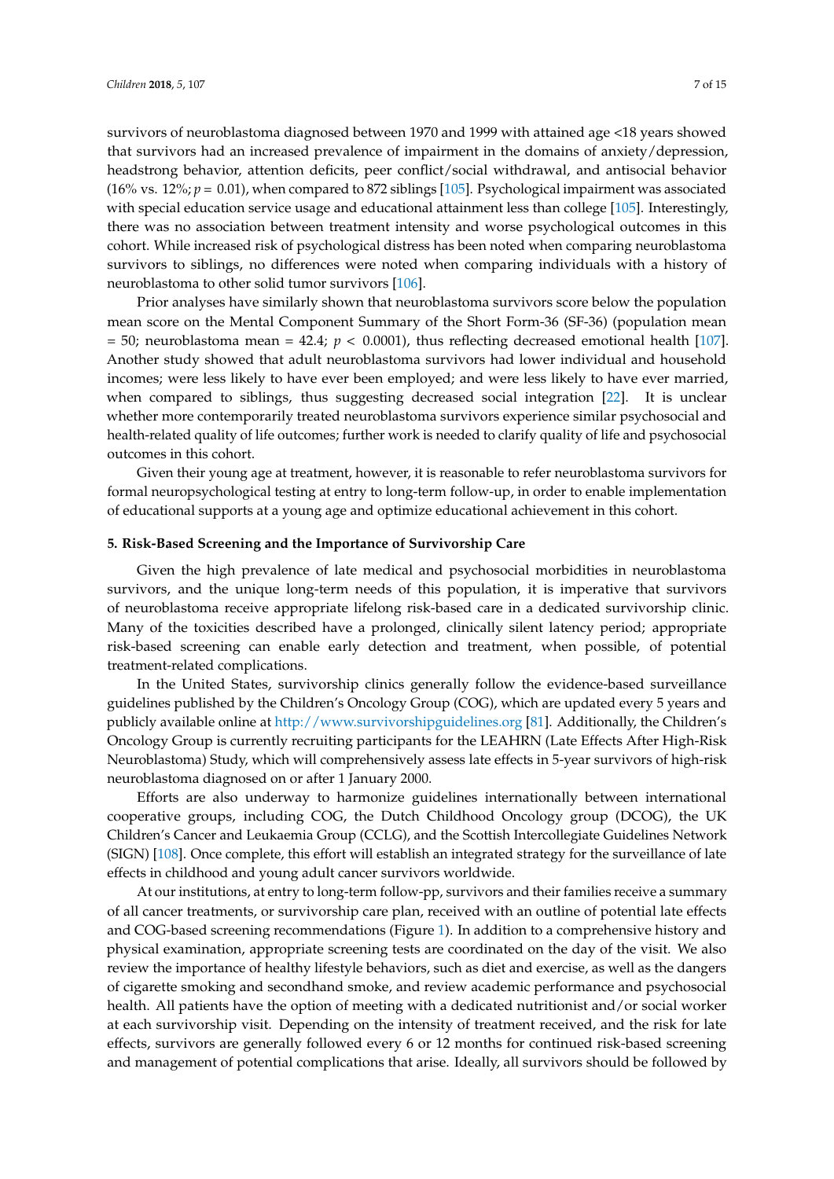survivors of neuroblastoma diagnosed between 1970 and 1999 with attained age <18 years showed that survivors had an increased prevalence of impairment in the domains of anxiety/depression, headstrong behavior, attention deficits, peer conflict/social withdrawal, and antisocial behavior (16% vs. 12%; $p = 0.01$), when compared to 872 siblings [105]. Psychological impairment was associated with special education service usage and educational attainment less than college [105]. Interestingly, there was no association between treatment intensity and worse psychological outcomes in this cohort. While increased risk of psychological distress has been noted when comparing neuroblastoma survivors to siblings, no differences were noted when comparing individuals with a history of neuroblastoma to other solid tumor survivors [106].

Prior analyses have similarly shown that neuroblastoma survivors score below the population mean score on the Mental Component Summary of the Short Form-36 (SF-36) (population mean = 50; neuroblastoma mean = 42.4; $p < 0.0001$), thus reflecting decreased emotional health [107]. Another study showed that adult neuroblastoma survivors had lower individual and household incomes; were less likely to have ever been employed; and were less likely to have ever married, when compared to siblings, thus suggesting decreased social integration [22]. It is unclear whether more contemporarily treated neuroblastoma survivors experience similar psychosocial and health-related quality of life outcomes; further work is needed to clarify quality of life and psychosocial outcomes in this cohort.

Given their young age at treatment, however, it is reasonable to refer neuroblastoma survivors for formal neuropsychological testing at entry to long-term follow-up, in order to enable implementation of educational supports at a young age and optimize educational achievement in this cohort.

## 5. Risk-Based Screening and the Importance of Survivorship Care

Given the high prevalence of late medical and psychosocial morbidities in neuroblastoma survivors, and the unique long-term needs of this population, it is imperative that survivors of neuroblastoma receive appropriate lifelong risk-based care in a dedicated survivorship clinic. Many of the toxicities described have a prolonged, clinically silent latency period; appropriate risk-based screening can enable early detection and treatment, when possible, of potential treatment-related complications.

In the United States, survivorship clinics generally follow the evidence-based surveillance guidelines published by the Children's Oncology Group (COG), which are updated every 5 years and publicly available online at http://www.survivorshipguidelines.org [81]. Additionally, the Children's Oncology Group is currently recruiting participants for the LEAHRN (Late Effects After High-Risk Neuroblastoma) Study, which will comprehensively assess late effects in 5-year survivors of high-risk neuroblastoma diagnosed on or after 1 January 2000.

Efforts are also underway to harmonize guidelines internationally between international cooperative groups, including COG, the Dutch Childhood Oncology group (DCOG), the UK Children's Cancer and Leukaemia Group (CCLG), and the Scottish Intercollegiate Guidelines Network (SIGN) [108]. Once complete, this effort will establish an integrated strategy for the surveillance of late effects in childhood and young adult cancer survivors worldwide.

At our institutions, at entry to long-term follow-pp, survivors and their families receive a summary of all cancer treatments, or survivorship care plan, received with an outline of potential late effects and COG-based screening recommendations (Figure 1). In addition to a comprehensive history and physical examination, appropriate screening tests are coordinated on the day of the visit. We also review the importance of healthy lifestyle behaviors, such as diet and exercise, as well as the dangers of cigarette smoking and secondhand smoke, and review academic performance and psychosocial health. All patients have the option of meeting with a dedicated nutritionist and/or social worker at each survivorship visit. Depending on the intensity of treatment received, and the risk for late effects, survivors are generally followed every 6 or 12 months for continued risk-based screening and management of potential complications that arise. Ideally, all survivors should be followed by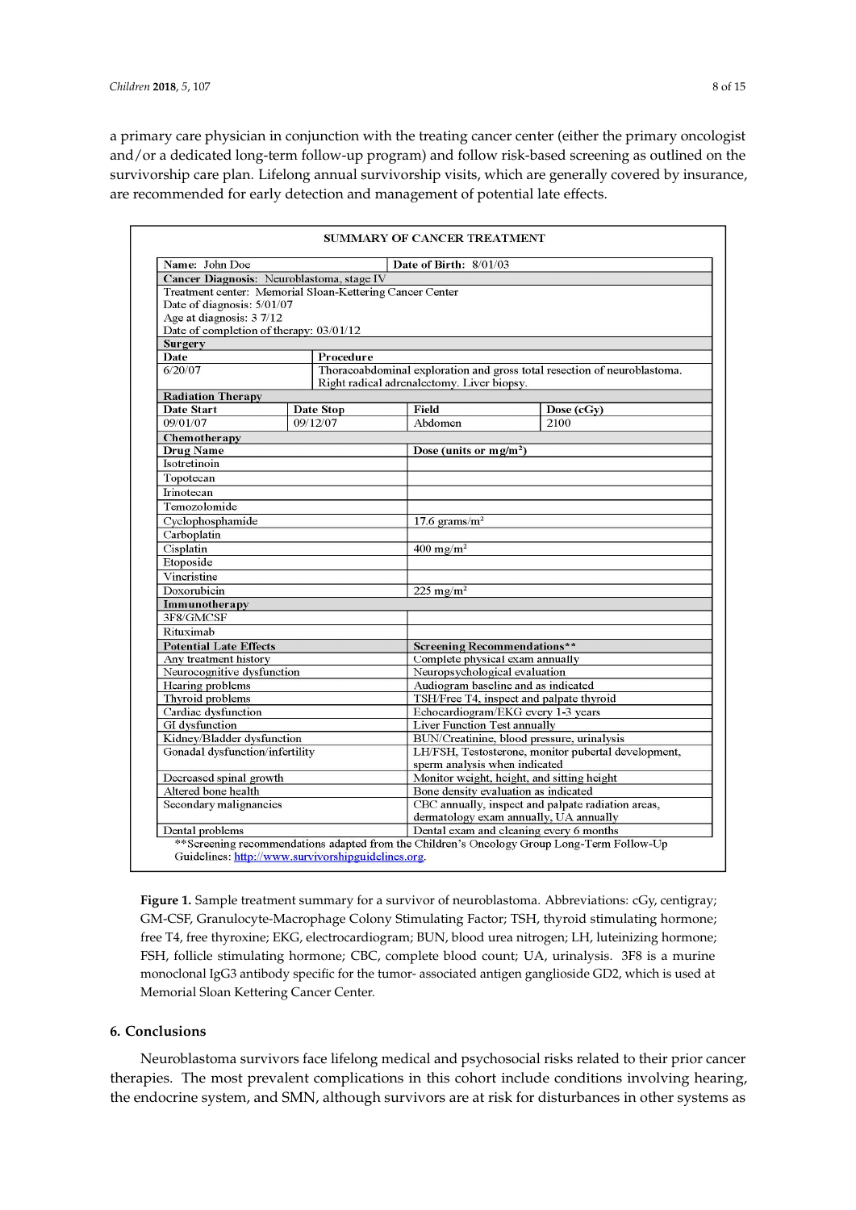a primary care physician in conjunction with the treating cancer center (either the primary oncologist and/or a dedicated long-term follow-up program) and follow risk-based screening as outlined on the survivorship care plan. Lifelong annual survivorship visits, which are generally covered by insurance, are recommended for early detection and management of potential late effects.

**SUMMARY OF CANCER TREATMENT**

| **Name:** John Doe | | **Date of Birth:** 8/01/03 | |
|---|---|---|---|
| **Cancer Diagnosis:** Neuroblastoma, stage IV | | | |
| Treatment center: Memorial Sloan-Kettering Cancer Center<br>Date of diagnosis: 5/01/07<br>Age at diagnosis: 3 7/12<br>Date of completion of therapy: 03/01/12 | | | |
| **Surgery** | | | |
| **Date** | **Procedure** | | |
| 6/20/07 | Thoracoabdominal exploration and gross total resection of neuroblastoma. Right radical adrenalectomy. Liver biopsy. | | |
| **Radiation Therapy** | | | |
| **Date Start** | **Date Stop** | **Field** | **Dose (cGy)** |
| 09/01/07 | 09/12/07 | Abdomen | 2100 |
| **Chemotherapy** | | | |
| **Drug Name** | | **Dose (units or mg/m²)** | |
| Isotretinoin | | | |
| Topotecan | | | |
| Irinotecan | | | |
| Temozolomide | | | |
| Cyclophosphamide | | 17.6 grams/m² | |
| Carboplatin | | | |
| Cisplatin | | 400 mg/m² | |
| Etoposide | | | |
| Vincristine | | | |
| Doxorubicin | | 225 mg/m² | |
| **Immunotherapy** | | | |
| 3F8/GMCSF | | | |
| Rituximab | | | |
| **Potential Late Effects** | | **Screening Recommendations\*\*** | |
| Any treatment history | | Complete physical exam annually | |
| Neurocognitive dysfunction | | Neuropsychological evaluation | |
| Hearing problems | | Audiogram baseline and as indicated | |
| Thyroid problems | | TSH/Free T4, inspect and palpate thyroid | |
| Cardiac dysfunction | | Echocardiogram/EKG every 1-3 years | |
| GI dysfunction | | Liver Function Test annually | |
| Kidney/Bladder dysfunction | | BUN/Creatinine, blood pressure, urinalysis | |
| Gonadal dysfunction/infertility | | LH/FSH, Testosterone, monitor pubertal development, sperm analysis when indicated | |
| Decreased spinal growth | | Monitor weight, height, and sitting height | |
| Altered bone health | | Bone density evaluation as indicated | |
| Secondary malignancies | | CBC annually, inspect and palpate radiation areas, dermatology exam annually, UA annually | |
| Dental problems | | Dental exam and cleaning every 6 months | |

**Screening recommendations adapted from the Children's Oncology Group Long-Term Follow-Up Guidelines: http://www.survivorshipguidelines.org.

**Figure 1.** Sample treatment summary for a survivor of neuroblastoma. Abbreviations: cGy, centigray; GM-CSF, Granulocyte-Macrophage Colony Stimulating Factor; TSH, thyroid stimulating hormone; free T4, free thyroxine; EKG, electrocardiogram; BUN, blood urea nitrogen; LH, luteinizing hormone; FSH, follicle stimulating hormone; CBC, complete blood count; UA, urinalysis. 3F8 is a murine monoclonal IgG3 antibody specific for the tumor- associated antigen ganglioside GD2, which is used at Memorial Sloan Kettering Cancer Center.

## 6. Conclusions

Neuroblastoma survivors face lifelong medical and psychosocial risks related to their prior cancer therapies. The most prevalent complications in this cohort include conditions involving hearing, the endocrine system, and SMN, although survivors are at risk for disturbances in other systems as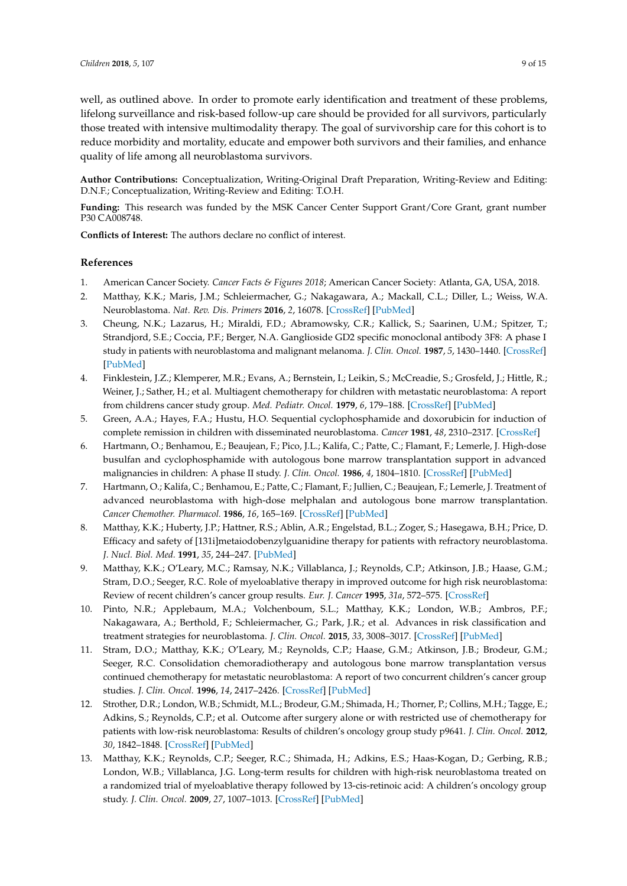well, as outlined above. In order to promote early identification and treatment of these problems, lifelong surveillance and risk-based follow-up care should be provided for all survivors, particularly those treated with intensive multimodality therapy. The goal of survivorship care for this cohort is to reduce morbidity and mortality, educate and empower both survivors and their families, and enhance quality of life among all neuroblastoma survivors.

**Author Contributions:** Conceptualization, Writing-Original Draft Preparation, Writing-Review and Editing: D.N.F.; Conceptualization, Writing-Review and Editing: T.O.H.

**Funding:** This research was funded by the MSK Cancer Center Support Grant/Core Grant, grant number P30 CA008748.

**Conflicts of Interest:** The authors declare no conflict of interest.

## References

1. American Cancer Society. *Cancer Facts & Figures 2018*; American Cancer Society: Atlanta, GA, USA, 2018.
2. Matthay, K.K.; Maris, J.M.; Schleiermacher, G.; Nakagawara, A.; Mackall, C.L.; Diller, L.; Weiss, W.A. Neuroblastoma. *Nat. Rev. Dis. Primers* **2016**, *2*, 16078. [CrossRef] [PubMed]
3. Cheung, N.K.; Lazarus, H.; Miraldi, F.D.; Abramowsky, C.R.; Kallick, S.; Saarinen, U.M.; Spitzer, T.; Strandjord, S.E.; Coccia, P.F.; Berger, N.A. Ganglioside GD2 specific monoclonal antibody 3F8: A phase I study in patients with neuroblastoma and malignant melanoma. *J. Clin. Oncol.* **1987**, *5*, 1430–1440. [CrossRef] [PubMed]
4. Finklestein, J.Z.; Klemperer, M.R.; Evans, A.; Bernstein, I.; Leikin, S.; McCreadie, S.; Grosfeld, J.; Hittle, R.; Weiner, J.; Sather, H.; et al. Multiagent chemotherapy for children with metastatic neuroblastoma: A report from childrens cancer study group. *Med. Pediatr. Oncol.* **1979**, *6*, 179–188. [CrossRef] [PubMed]
5. Green, A.A.; Hayes, F.A.; Hustu, H.O. Sequential cyclophosphamide and doxorubicin for induction of complete remission in children with disseminated neuroblastoma. *Cancer* **1981**, *48*, 2310–2317. [CrossRef]
6. Hartmann, O.; Benhamou, E.; Beaujean, F.; Pico, J.L.; Kalifa, C.; Patte, C.; Flamant, F.; Lemerle, J. High-dose busulfan and cyclophosphamide with autologous bone marrow transplantation support in advanced malignancies in children: A phase II study. *J. Clin. Oncol.* **1986**, *4*, 1804–1810. [CrossRef] [PubMed]
7. Hartmann, O.; Kalifa, C.; Benhamou, E.; Patte, C.; Flamant, F.; Jullien, C.; Beaujean, F.; Lemerle, J. Treatment of advanced neuroblastoma with high-dose melphalan and autologous bone marrow transplantation. *Cancer Chemother. Pharmacol.* **1986**, *16*, 165–169. [CrossRef] [PubMed]
8. Matthay, K.K.; Huberty, J.P.; Hattner, R.S.; Ablin, A.R.; Engelstad, B.L.; Zoger, S.; Hasegawa, B.H.; Price, D. Efficacy and safety of [131i]metaiodobenzylguanidine therapy for patients with refractory neuroblastoma. *J. Nucl. Biol. Med.* **1991**, *35*, 244–247. [PubMed]
9. Matthay, K.K.; O'Leary, M.C.; Ramsay, N.K.; Villablanca, J.; Reynolds, C.P.; Atkinson, J.B.; Haase, G.M.; Stram, D.O.; Seeger, R.C. Role of myeloablative therapy in improved outcome for high risk neuroblastoma: Review of recent children's cancer group results. *Eur. J. Cancer* **1995**, *31a*, 572–575. [CrossRef]
10. Pinto, N.R.; Applebaum, M.A.; Volchenboum, S.L.; Matthay, K.K.; London, W.B.; Ambros, P.F.; Nakagawara, A.; Berthold, F.; Schleiermacher, G.; Park, J.R.; et al. Advances in risk classification and treatment strategies for neuroblastoma. *J. Clin. Oncol.* **2015**, *33*, 3008–3017. [CrossRef] [PubMed]
11. Stram, D.O.; Matthay, K.K.; O'Leary, M.; Reynolds, C.P.; Haase, G.M.; Atkinson, J.B.; Brodeur, G.M.; Seeger, R.C. Consolidation chemoradiotherapy and autologous bone marrow transplantation versus continued chemotherapy for metastatic neuroblastoma: A report of two concurrent children's cancer group studies. *J. Clin. Oncol.* **1996**, *14*, 2417–2426. [CrossRef] [PubMed]
12. Strother, D.R.; London, W.B.; Schmidt, M.L.; Brodeur, G.M.; Shimada, H.; Thorner, P.; Collins, M.H.; Tagge, E.; Adkins, S.; Reynolds, C.P.; et al. Outcome after surgery alone or with restricted use of chemotherapy for patients with low-risk neuroblastoma: Results of children's oncology group study p9641. *J. Clin. Oncol.* **2012**, *30*, 1842–1848. [CrossRef] [PubMed]
13. Matthay, K.K.; Reynolds, C.P.; Seeger, R.C.; Shimada, H.; Adkins, E.S.; Haas-Kogan, D.; Gerbing, R.B.; London, W.B.; Villablanca, J.G. Long-term results for children with high-risk neuroblastoma treated on a randomized trial of myeloablative therapy followed by 13-cis-retinoic acid: A children's oncology group study. *J. Clin. Oncol.* **2009**, *27*, 1007–1013. [CrossRef] [PubMed]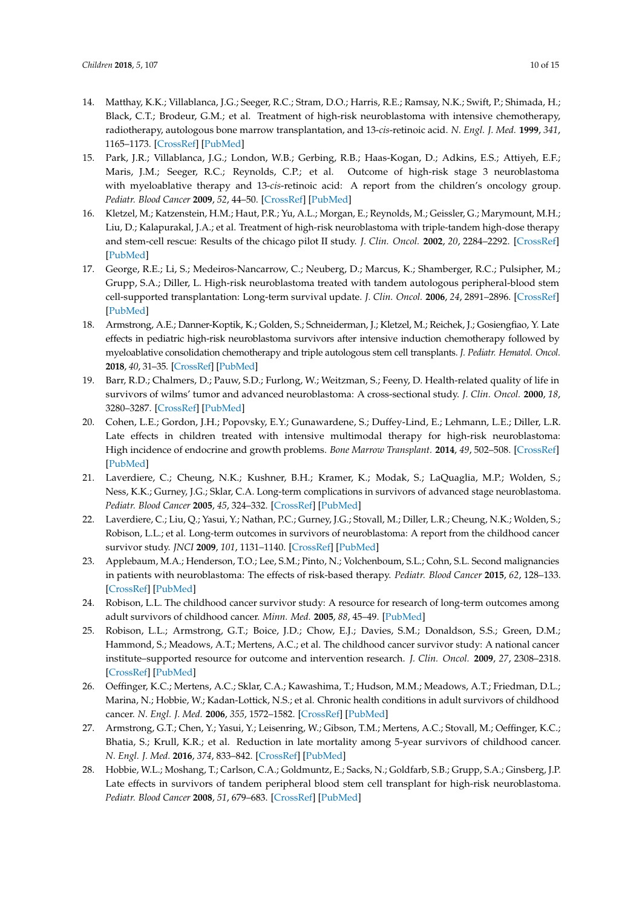14. Matthay, K.K.; Villablanca, J.G.; Seeger, R.C.; Stram, D.O.; Harris, R.E.; Ramsay, N.K.; Swift, P.; Shimada, H.; Black, C.T.; Brodeur, G.M.; et al. Treatment of high-risk neuroblastoma with intensive chemotherapy, radiotherapy, autologous bone marrow transplantation, and 13-*cis*-retinoic acid. *N. Engl. J. Med.* **1999**, *341*, 1165–1173. [CrossRef] [PubMed]
15. Park, J.R.; Villablanca, J.G.; London, W.B.; Gerbing, R.B.; Haas-Kogan, D.; Adkins, E.S.; Attiyeh, E.F.; Maris, J.M.; Seeger, R.C.; Reynolds, C.P.; et al. Outcome of high-risk stage 3 neuroblastoma with myeloablative therapy and 13-*cis*-retinoic acid: A report from the children's oncology group. *Pediatr. Blood Cancer* **2009**, *52*, 44–50. [CrossRef] [PubMed]
16. Kletzel, M.; Katzenstein, H.M.; Haut, P.R.; Yu, A.L.; Morgan, E.; Reynolds, M.; Geissler, G.; Marymount, M.H.; Liu, D.; Kalapurakal, J.A.; et al. Treatment of high-risk neuroblastoma with triple-tandem high-dose therapy and stem-cell rescue: Results of the chicago pilot II study. *J. Clin. Oncol.* **2002**, *20*, 2284–2292. [CrossRef] [PubMed]
17. George, R.E.; Li, S.; Medeiros-Nancarrow, C.; Neuberg, D.; Marcus, K.; Shamberger, R.C.; Pulsipher, M.; Grupp, S.A.; Diller, L. High-risk neuroblastoma treated with tandem autologous peripheral-blood stem cell-supported transplantation: Long-term survival update. *J. Clin. Oncol.* **2006**, *24*, 2891–2896. [CrossRef] [PubMed]
18. Armstrong, A.E.; Danner-Koptik, K.; Golden, S.; Schneiderman, J.; Kletzel, M.; Reichek, J.; Gosiengfiao, Y. Late effects in pediatric high-risk neuroblastoma survivors after intensive induction chemotherapy followed by myeloablative consolidation chemotherapy and triple autologous stem cell transplants. *J. Pediatr. Hematol. Oncol.* **2018**, *40*, 31–35. [CrossRef] [PubMed]
19. Barr, R.D.; Chalmers, D.; Pauw, S.D.; Furlong, W.; Weitzman, S.; Feeny, D. Health-related quality of life in survivors of wilms' tumor and advanced neuroblastoma: A cross-sectional study. *J. Clin. Oncol.* **2000**, *18*, 3280–3287. [CrossRef] [PubMed]
20. Cohen, L.E.; Gordon, J.H.; Popovsky, E.Y.; Gunawardene, S.; Duffey-Lind, E.; Lehmann, L.E.; Diller, L.R. Late effects in children treated with intensive multimodal therapy for high-risk neuroblastoma: High incidence of endocrine and growth problems. *Bone Marrow Transplant.* **2014**, *49*, 502–508. [CrossRef] [PubMed]
21. Laverdiere, C.; Cheung, N.K.; Kushner, B.H.; Kramer, K.; Modak, S.; LaQuaglia, M.P.; Wolden, S.; Ness, K.K.; Gurney, J.G.; Sklar, C.A. Long-term complications in survivors of advanced stage neuroblastoma. *Pediatr. Blood Cancer* **2005**, *45*, 324–332. [CrossRef] [PubMed]
22. Laverdiere, C.; Liu, Q.; Yasui, Y.; Nathan, P.C.; Gurney, J.G.; Stovall, M.; Diller, L.R.; Cheung, N.K.; Wolden, S.; Robison, L.L.; et al. Long-term outcomes in survivors of neuroblastoma: A report from the childhood cancer survivor study. *JNCI* **2009**, *101*, 1131–1140. [CrossRef] [PubMed]
23. Applebaum, M.A.; Henderson, T.O.; Lee, S.M.; Pinto, N.; Volchenboum, S.L.; Cohn, S.L. Second malignancies in patients with neuroblastoma: The effects of risk-based therapy. *Pediatr. Blood Cancer* **2015**, *62*, 128–133. [CrossRef] [PubMed]
24. Robison, L.L. The childhood cancer survivor study: A resource for research of long-term outcomes among adult survivors of childhood cancer. *Minn. Med.* **2005**, *88*, 45–49. [PubMed]
25. Robison, L.L.; Armstrong, G.T.; Boice, J.D.; Chow, E.J.; Davies, S.M.; Donaldson, S.S.; Green, D.M.; Hammond, S.; Meadows, A.T.; Mertens, A.C.; et al. The childhood cancer survivor study: A national cancer institute–supported resource for outcome and intervention research. *J. Clin. Oncol.* **2009**, *27*, 2308–2318. [CrossRef] [PubMed]
26. Oeffinger, K.C.; Mertens, A.C.; Sklar, C.A.; Kawashima, T.; Hudson, M.M.; Meadows, A.T.; Friedman, D.L.; Marina, N.; Hobbie, W.; Kadan-Lottick, N.S.; et al. Chronic health conditions in adult survivors of childhood cancer. *N. Engl. J. Med.* **2006**, *355*, 1572–1582. [CrossRef] [PubMed]
27. Armstrong, G.T.; Chen, Y.; Yasui, Y.; Leisenring, W.; Gibson, T.M.; Mertens, A.C.; Stovall, M.; Oeffinger, K.C.; Bhatia, S.; Krull, K.R.; et al. Reduction in late mortality among 5-year survivors of childhood cancer. *N. Engl. J. Med.* **2016**, *374*, 833–842. [CrossRef] [PubMed]
28. Hobbie, W.L.; Moshang, T.; Carlson, C.A.; Goldmuntz, E.; Sacks, N.; Goldfarb, S.B.; Grupp, S.A.; Ginsberg, J.P. Late effects in survivors of tandem peripheral blood stem cell transplant for high-risk neuroblastoma. *Pediatr. Blood Cancer* **2008**, *51*, 679–683. [CrossRef] [PubMed]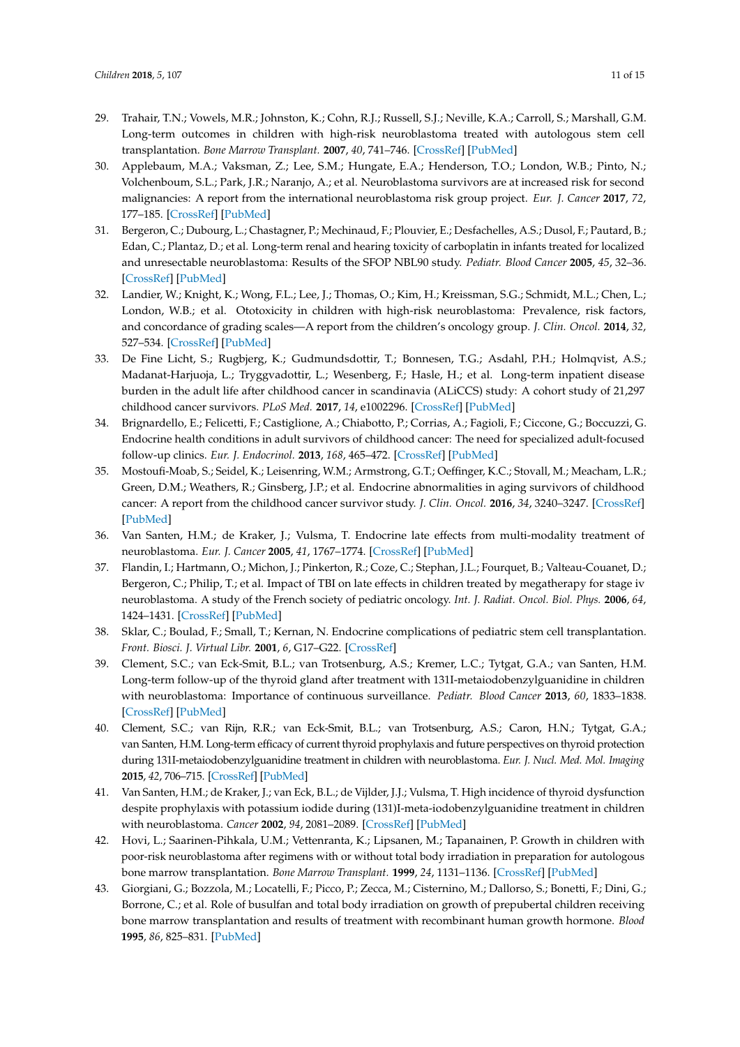29. Trahair, T.N.; Vowels, M.R.; Johnston, K.; Cohn, R.J.; Russell, S.J.; Neville, K.A.; Carroll, S.; Marshall, G.M. Long-term outcomes in children with high-risk neuroblastoma treated with autologous stem cell transplantation. *Bone Marrow Transplant.* **2007**, *40*, 741–746. [CrossRef] [PubMed]
30. Applebaum, M.A.; Vaksman, Z.; Lee, S.M.; Hungate, E.A.; Henderson, T.O.; London, W.B.; Pinto, N.; Volchenboum, S.L.; Park, J.R.; Naranjo, A.; et al. Neuroblastoma survivors are at increased risk for second malignancies: A report from the international neuroblastoma risk group project. *Eur. J. Cancer* **2017**, *72*, 177–185. [CrossRef] [PubMed]
31. Bergeron, C.; Dubourg, L.; Chastagner, P.; Mechinaud, F.; Plouvier, E.; Desfachelles, A.S.; Dusol, F.; Pautard, B.; Edan, C.; Plantaz, D.; et al. Long-term renal and hearing toxicity of carboplatin in infants treated for localized and unresectable neuroblastoma: Results of the SFOP NBL90 study. *Pediatr. Blood Cancer* **2005**, *45*, 32–36. [CrossRef] [PubMed]
32. Landier, W.; Knight, K.; Wong, F.L.; Lee, J.; Thomas, O.; Kim, H.; Kreissman, S.G.; Schmidt, M.L.; Chen, L.; London, W.B.; et al. Ototoxicity in children with high-risk neuroblastoma: Prevalence, risk factors, and concordance of grading scales—A report from the children's oncology group. *J. Clin. Oncol.* **2014**, *32*, 527–534. [CrossRef] [PubMed]
33. De Fine Licht, S.; Rugbjerg, K.; Gudmundsdottir, T.; Bonnesen, T.G.; Asdahl, P.H.; Holmqvist, A.S.; Madanat-Harjuoja, L.; Tryggvadottir, L.; Wesenberg, F.; Hasle, H.; et al. Long-term inpatient disease burden in the adult life after childhood cancer in scandinavia (ALiCCS) study: A cohort study of 21,297 childhood cancer survivors. *PLoS Med.* **2017**, *14*, e1002296. [CrossRef] [PubMed]
34. Brignardello, E.; Felicetti, F.; Castiglione, A.; Chiabotto, P.; Corrias, A.; Fagioli, F.; Ciccone, G.; Boccuzzi, G. Endocrine health conditions in adult survivors of childhood cancer: The need for specialized adult-focused follow-up clinics. *Eur. J. Endocrinol.* **2013**, *168*, 465–472. [CrossRef] [PubMed]
35. Mostoufi-Moab, S.; Seidel, K.; Leisenring, W.M.; Armstrong, G.T.; Oeffinger, K.C.; Stovall, M.; Meacham, L.R.; Green, D.M.; Weathers, R.; Ginsberg, J.P.; et al. Endocrine abnormalities in aging survivors of childhood cancer: A report from the childhood cancer survivor study. *J. Clin. Oncol.* **2016**, *34*, 3240–3247. [CrossRef] [PubMed]
36. Van Santen, H.M.; de Kraker, J.; Vulsma, T. Endocrine late effects from multi-modality treatment of neuroblastoma. *Eur. J. Cancer* **2005**, *41*, 1767–1774. [CrossRef] [PubMed]
37. Flandin, I.; Hartmann, O.; Michon, J.; Pinkerton, R.; Coze, C.; Stephan, J.L.; Fourquet, B.; Valteau-Couanet, D.; Bergeron, C.; Philip, T.; et al. Impact of TBI on late effects in children treated by megatherapy for stage iv neuroblastoma. A study of the French society of pediatric oncology. *Int. J. Radiat. Oncol. Biol. Phys.* **2006**, *64*, 1424–1431. [CrossRef] [PubMed]
38. Sklar, C.; Boulad, F.; Small, T.; Kernan, N. Endocrine complications of pediatric stem cell transplantation. *Front. Biosci. J. Virtual Libr.* **2001**, *6*, G17–G22. [CrossRef]
39. Clement, S.C.; van Eck-Smit, B.L.; van Trotsenburg, A.S.; Kremer, L.C.; Tytgat, G.A.; van Santen, H.M. Long-term follow-up of the thyroid gland after treatment with 131I-metaiodobenzylguanidine in children with neuroblastoma: Importance of continuous surveillance. *Pediatr. Blood Cancer* **2013**, *60*, 1833–1838. [CrossRef] [PubMed]
40. Clement, S.C.; van Rijn, R.R.; van Eck-Smit, B.L.; van Trotsenburg, A.S.; Caron, H.N.; Tytgat, G.A.; van Santen, H.M. Long-term efficacy of current thyroid prophylaxis and future perspectives on thyroid protection during 131I-metaiodobenzylguanidine treatment in children with neuroblastoma. *Eur. J. Nucl. Med. Mol. Imaging* **2015**, *42*, 706–715. [CrossRef] [PubMed]
41. Van Santen, H.M.; de Kraker, J.; van Eck, B.L.; de Vijlder, J.J.; Vulsma, T. High incidence of thyroid dysfunction despite prophylaxis with potassium iodide during (131)I-meta-iodobenzylguanidine treatment in children with neuroblastoma. *Cancer* **2002**, *94*, 2081–2089. [CrossRef] [PubMed]
42. Hovi, L.; Saarinen-Pihkala, U.M.; Vettenranta, K.; Lipsanen, M.; Tapanainen, P. Growth in children with poor-risk neuroblastoma after regimens with or without total body irradiation in preparation for autologous bone marrow transplantation. *Bone Marrow Transplant.* **1999**, *24*, 1131–1136. [CrossRef] [PubMed]
43. Giorgiani, G.; Bozzola, M.; Locatelli, F.; Picco, P.; Zecca, M.; Cisternino, M.; Dallorso, S.; Bonetti, F.; Dini, G.; Borrone, C.; et al. Role of busulfan and total body irradiation on growth of prepubertal children receiving bone marrow transplantation and results of treatment with recombinant human growth hormone. *Blood* **1995**, *86*, 825–831. [PubMed]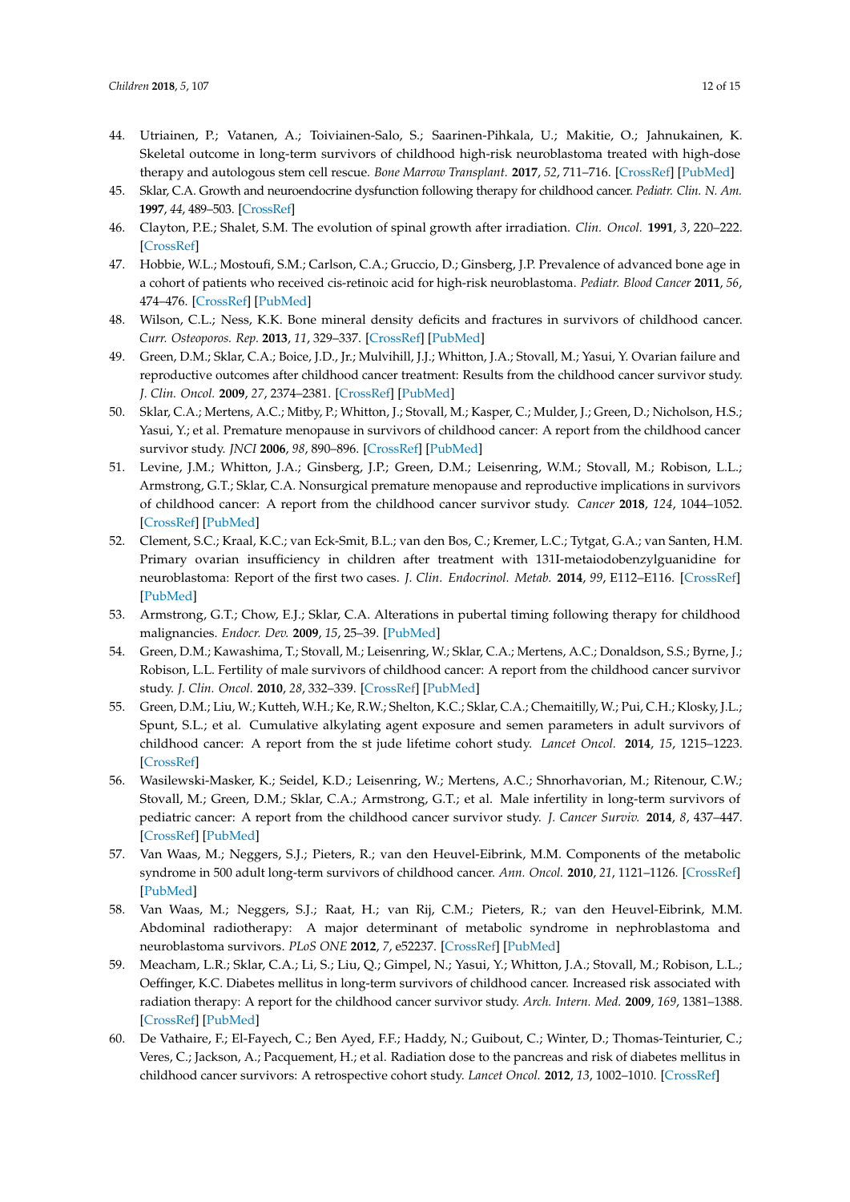44. Utriainen, P.; Vatanen, A.; Toiviainen-Salo, S.; Saarinen-Pihkala, U.; Makitie, O.; Jahnukainen, K. Skeletal outcome in long-term survivors of childhood high-risk neuroblastoma treated with high-dose therapy and autologous stem cell rescue. *Bone Marrow Transplant.* **2017**, *52*, 711–716. [CrossRef] [PubMed]
45. Sklar, C.A. Growth and neuroendocrine dysfunction following therapy for childhood cancer. *Pediatr. Clin. N. Am.* **1997**, *44*, 489–503. [CrossRef]
46. Clayton, P.E.; Shalet, S.M. The evolution of spinal growth after irradiation. *Clin. Oncol.* **1991**, *3*, 220–222. [CrossRef]
47. Hobbie, W.L.; Mostoufi, S.M.; Carlson, C.A.; Gruccio, D.; Ginsberg, J.P. Prevalence of advanced bone age in a cohort of patients who received cis-retinoic acid for high-risk neuroblastoma. *Pediatr. Blood Cancer* **2011**, *56*, 474–476. [CrossRef] [PubMed]
48. Wilson, C.L.; Ness, K.K. Bone mineral density deficits and fractures in survivors of childhood cancer. *Curr. Osteoporos. Rep.* **2013**, *11*, 329–337. [CrossRef] [PubMed]
49. Green, D.M.; Sklar, C.A.; Boice, J.D., Jr.; Mulvihill, J.J.; Whitton, J.A.; Stovall, M.; Yasui, Y. Ovarian failure and reproductive outcomes after childhood cancer treatment: Results from the childhood cancer survivor study. *J. Clin. Oncol.* **2009**, *27*, 2374–2381. [CrossRef] [PubMed]
50. Sklar, C.A.; Mertens, A.C.; Mitby, P.; Whitton, J.; Stovall, M.; Kasper, C.; Mulder, J.; Green, D.; Nicholson, H.S.; Yasui, Y.; et al. Premature menopause in survivors of childhood cancer: A report from the childhood cancer survivor study. *JNCI* **2006**, *98*, 890–896. [CrossRef] [PubMed]
51. Levine, J.M.; Whitton, J.A.; Ginsberg, J.P.; Green, D.M.; Leisenring, W.M.; Stovall, M.; Robison, L.L.; Armstrong, G.T.; Sklar, C.A. Nonsurgical premature menopause and reproductive implications in survivors of childhood cancer: A report from the childhood cancer survivor study. *Cancer* **2018**, *124*, 1044–1052. [CrossRef] [PubMed]
52. Clement, S.C.; Kraal, K.C.; van Eck-Smit, B.L.; van den Bos, C.; Kremer, L.C.; Tytgat, G.A.; van Santen, H.M. Primary ovarian insufficiency in children after treatment with 131I-metaiodobenzylguanidine for neuroblastoma: Report of the first two cases. *J. Clin. Endocrinol. Metab.* **2014**, *99*, E112–E116. [CrossRef] [PubMed]
53. Armstrong, G.T.; Chow, E.J.; Sklar, C.A. Alterations in pubertal timing following therapy for childhood malignancies. *Endocr. Dev.* **2009**, *15*, 25–39. [PubMed]
54. Green, D.M.; Kawashima, T.; Stovall, M.; Leisenring, W.; Sklar, C.A.; Mertens, A.C.; Donaldson, S.S.; Byrne, J.; Robison, L.L. Fertility of male survivors of childhood cancer: A report from the childhood cancer survivor study. *J. Clin. Oncol.* **2010**, *28*, 332–339. [CrossRef] [PubMed]
55. Green, D.M.; Liu, W.; Kutteh, W.H.; Ke, R.W.; Shelton, K.C.; Sklar, C.A.; Chemaitilly, W.; Pui, C.H.; Klosky, J.L.; Spunt, S.L.; et al. Cumulative alkylating agent exposure and semen parameters in adult survivors of childhood cancer: A report from the st jude lifetime cohort study. *Lancet Oncol.* **2014**, *15*, 1215–1223. [CrossRef]
56. Wasilewski-Masker, K.; Seidel, K.D.; Leisenring, W.; Mertens, A.C.; Shnorhavorian, M.; Ritenour, C.W.; Stovall, M.; Green, D.M.; Sklar, C.A.; Armstrong, G.T.; et al. Male infertility in long-term survivors of pediatric cancer: A report from the childhood cancer survivor study. *J. Cancer Surviv.* **2014**, *8*, 437–447. [CrossRef] [PubMed]
57. Van Waas, M.; Neggers, S.J.; Pieters, R.; van den Heuvel-Eibrink, M.M. Components of the metabolic syndrome in 500 adult long-term survivors of childhood cancer. *Ann. Oncol.* **2010**, *21*, 1121–1126. [CrossRef] [PubMed]
58. Van Waas, M.; Neggers, S.J.; Raat, H.; van Rij, C.M.; Pieters, R.; van den Heuvel-Eibrink, M.M. Abdominal radiotherapy: A major determinant of metabolic syndrome in nephroblastoma and neuroblastoma survivors. *PLoS ONE* **2012**, *7*, e52237. [CrossRef] [PubMed]
59. Meacham, L.R.; Sklar, C.A.; Li, S.; Liu, Q.; Gimpel, N.; Yasui, Y.; Whitton, J.A.; Stovall, M.; Robison, L.L.; Oeffinger, K.C. Diabetes mellitus in long-term survivors of childhood cancer. Increased risk associated with radiation therapy: A report for the childhood cancer survivor study. *Arch. Intern. Med.* **2009**, *169*, 1381–1388. [CrossRef] [PubMed]
60. De Vathaire, F.; El-Fayech, C.; Ben Ayed, F.F.; Haddy, N.; Guibout, C.; Winter, D.; Thomas-Teinturier, C.; Veres, C.; Jackson, A.; Pacquement, H.; et al. Radiation dose to the pancreas and risk of diabetes mellitus in childhood cancer survivors: A retrospective cohort study. *Lancet Oncol.* **2012**, *13*, 1002–1010. [CrossRef]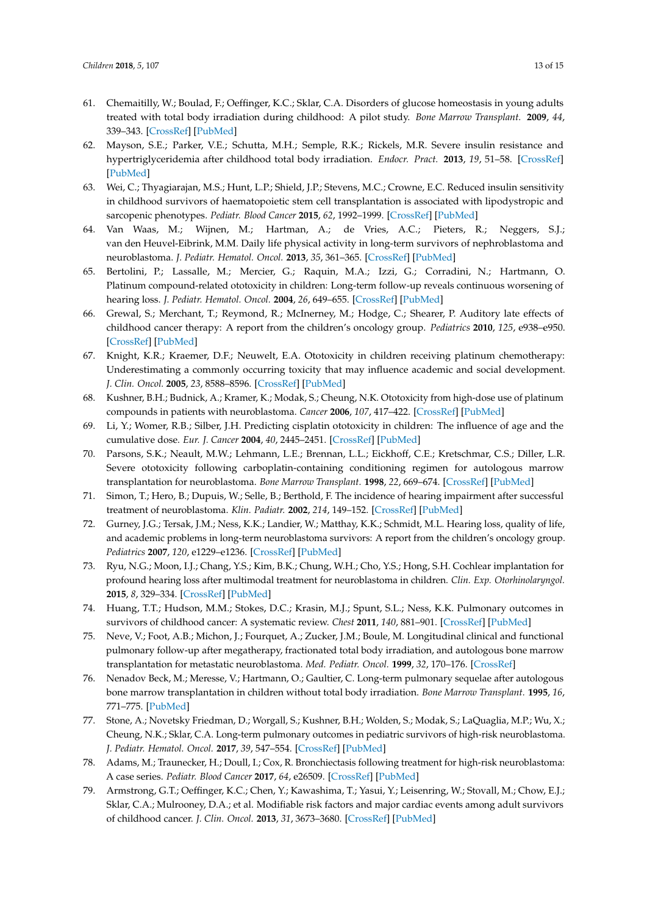61. Chemaitilly, W.; Boulad, F.; Oeffinger, K.C.; Sklar, C.A. Disorders of glucose homeostasis in young adults treated with total body irradiation during childhood: A pilot study. *Bone Marrow Transplant.* **2009**, *44*, 339–343. [CrossRef] [PubMed]
62. Mayson, S.E.; Parker, V.E.; Schutta, M.H.; Semple, R.K.; Rickels, M.R. Severe insulin resistance and hypertriglyceridemia after childhood total body irradiation. *Endocr. Pract.* **2013**, *19*, 51–58. [CrossRef] [PubMed]
63. Wei, C.; Thyagiarajan, M.S.; Hunt, L.P.; Shield, J.P.; Stevens, M.C.; Crowne, E.C. Reduced insulin sensitivity in childhood survivors of haematopoietic stem cell transplantation is associated with lipodystropic and sarcopenic phenotypes. *Pediatr. Blood Cancer* **2015**, *62*, 1992–1999. [CrossRef] [PubMed]
64. Van Waas, M.; Wijnen, M.; Hartman, A.; de Vries, A.C.; Pieters, R.; Neggers, S.J.; van den Heuvel-Eibrink, M.M. Daily life physical activity in long-term survivors of nephroblastoma and neuroblastoma. *J. Pediatr. Hematol. Oncol.* **2013**, *35*, 361–365. [CrossRef] [PubMed]
65. Bertolini, P.; Lassalle, M.; Mercier, G.; Raquin, M.A.; Izzi, G.; Corradini, N.; Hartmann, O. Platinum compound-related ototoxicity in children: Long-term follow-up reveals continuous worsening of hearing loss. *J. Pediatr. Hematol. Oncol.* **2004**, *26*, 649–655. [CrossRef] [PubMed]
66. Grewal, S.; Merchant, T.; Reymond, R.; McInerney, M.; Hodge, C.; Shearer, P. Auditory late effects of childhood cancer therapy: A report from the children's oncology group. *Pediatrics* **2010**, *125*, e938–e950. [CrossRef] [PubMed]
67. Knight, K.R.; Kraemer, D.F.; Neuwelt, E.A. Ototoxicity in children receiving platinum chemotherapy: Underestimating a commonly occurring toxicity that may influence academic and social development. *J. Clin. Oncol.* **2005**, *23*, 8588–8596. [CrossRef] [PubMed]
68. Kushner, B.H.; Budnick, A.; Kramer, K.; Modak, S.; Cheung, N.K. Ototoxicity from high-dose use of platinum compounds in patients with neuroblastoma. *Cancer* **2006**, *107*, 417–422. [CrossRef] [PubMed]
69. Li, Y.; Womer, R.B.; Silber, J.H. Predicting cisplatin ototoxicity in children: The influence of age and the cumulative dose. *Eur. J. Cancer* **2004**, *40*, 2445–2451. [CrossRef] [PubMed]
70. Parsons, S.K.; Neault, M.W.; Lehmann, L.E.; Brennan, L.L.; Eickhoff, C.E.; Kretschmar, C.S.; Diller, L.R. Severe ototoxicity following carboplatin-containing conditioning regimen for autologous marrow transplantation for neuroblastoma. *Bone Marrow Transplant.* **1998**, *22*, 669–674. [CrossRef] [PubMed]
71. Simon, T.; Hero, B.; Dupuis, W.; Selle, B.; Berthold, F. The incidence of hearing impairment after successful treatment of neuroblastoma. *Klin. Padiatr.* **2002**, *214*, 149–152. [CrossRef] [PubMed]
72. Gurney, J.G.; Tersak, J.M.; Ness, K.K.; Landier, W.; Matthay, K.K.; Schmidt, M.L. Hearing loss, quality of life, and academic problems in long-term neuroblastoma survivors: A report from the children's oncology group. *Pediatrics* **2007**, *120*, e1229–e1236. [CrossRef] [PubMed]
73. Ryu, N.G.; Moon, I.J.; Chang, Y.S.; Kim, B.K.; Chung, W.H.; Cho, Y.S.; Hong, S.H. Cochlear implantation for profound hearing loss after multimodal treatment for neuroblastoma in children. *Clin. Exp. Otorhinolaryngol.* **2015**, *8*, 329–334. [CrossRef] [PubMed]
74. Huang, T.T.; Hudson, M.M.; Stokes, D.C.; Krasin, M.J.; Spunt, S.L.; Ness, K.K. Pulmonary outcomes in survivors of childhood cancer: A systematic review. *Chest* **2011**, *140*, 881–901. [CrossRef] [PubMed]
75. Neve, V.; Foot, A.B.; Michon, J.; Fourquet, A.; Zucker, J.M.; Boule, M. Longitudinal clinical and functional pulmonary follow-up after megatherapy, fractionated total body irradiation, and autologous bone marrow transplantation for metastatic neuroblastoma. *Med. Pediatr. Oncol.* **1999**, *32*, 170–176. [CrossRef]
76. Nenadov Beck, M.; Meresse, V.; Hartmann, O.; Gaultier, C. Long-term pulmonary sequelae after autologous bone marrow transplantation in children without total body irradiation. *Bone Marrow Transplant.* **1995**, *16*, 771–775. [PubMed]
77. Stone, A.; Novetsky Friedman, D.; Worgall, S.; Kushner, B.H.; Wolden, S.; Modak, S.; LaQuaglia, M.P.; Wu, X.; Cheung, N.K.; Sklar, C.A. Long-term pulmonary outcomes in pediatric survivors of high-risk neuroblastoma. *J. Pediatr. Hematol. Oncol.* **2017**, *39*, 547–554. [CrossRef] [PubMed]
78. Adams, M.; Traunecker, H.; Doull, I.; Cox, R. Bronchiectasis following treatment for high-risk neuroblastoma: A case series. *Pediatr. Blood Cancer* **2017**, *64*, e26509. [CrossRef] [PubMed]
79. Armstrong, G.T.; Oeffinger, K.C.; Chen, Y.; Kawashima, T.; Yasui, Y.; Leisenring, W.; Stovall, M.; Chow, E.J.; Sklar, C.A.; Mulrooney, D.A.; et al. Modifiable risk factors and major cardiac events among adult survivors of childhood cancer. *J. Clin. Oncol.* **2013**, *31*, 3673–3680. [CrossRef] [PubMed]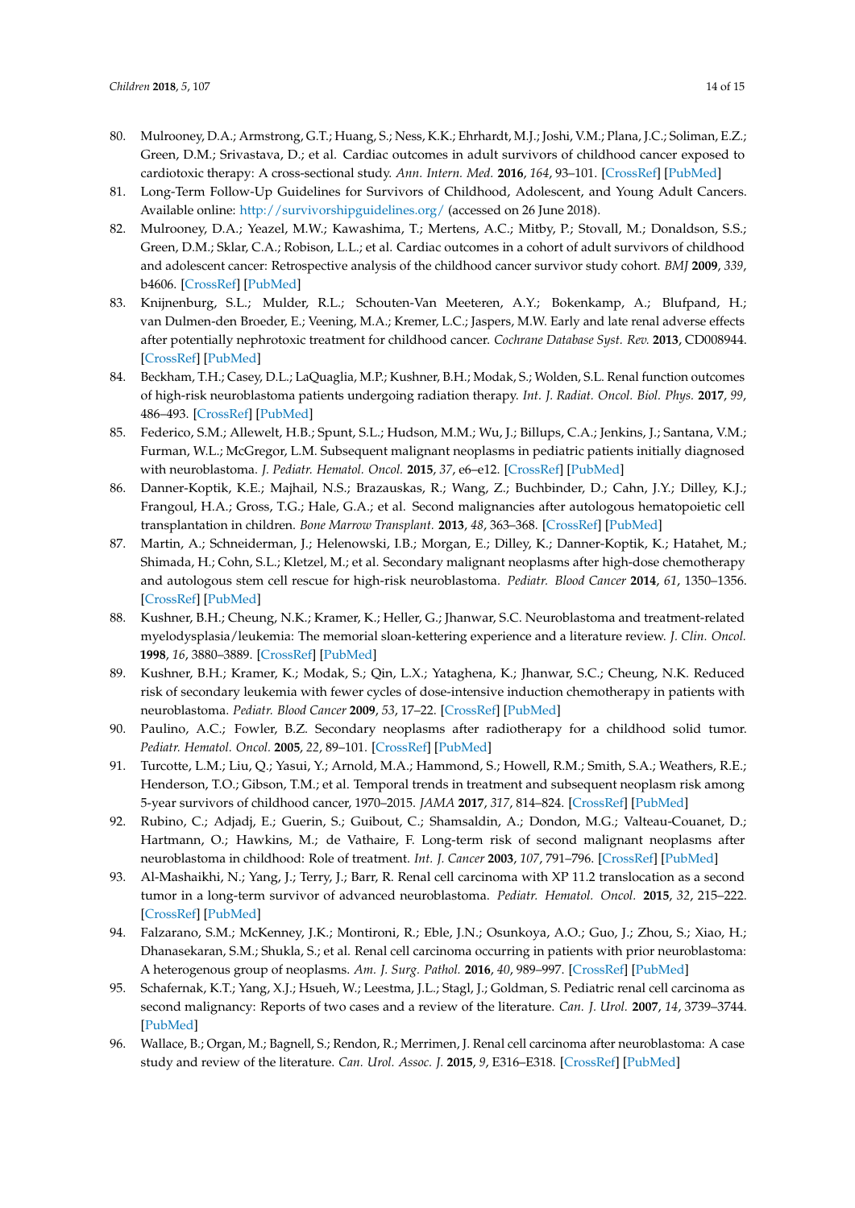80. Mulrooney, D.A.; Armstrong, G.T.; Huang, S.; Ness, K.K.; Ehrhardt, M.J.; Joshi, V.M.; Plana, J.C.; Soliman, E.Z.; Green, D.M.; Srivastava, D.; et al. Cardiac outcomes in adult survivors of childhood cancer exposed to cardiotoxic therapy: A cross-sectional study. *Ann. Intern. Med.* **2016**, *164*, 93–101. [CrossRef] [PubMed]
81. Long-Term Follow-Up Guidelines for Survivors of Childhood, Adolescent, and Young Adult Cancers. Available online: http://survivorshipguidelines.org/ (accessed on 26 June 2018).
82. Mulrooney, D.A.; Yeazel, M.W.; Kawashima, T.; Mertens, A.C.; Mitby, P.; Stovall, M.; Donaldson, S.S.; Green, D.M.; Sklar, C.A.; Robison, L.L.; et al. Cardiac outcomes in a cohort of adult survivors of childhood and adolescent cancer: Retrospective analysis of the childhood cancer survivor study cohort. *BMJ* **2009**, *339*, b4606. [CrossRef] [PubMed]
83. Knijnenburg, S.L.; Mulder, R.L.; Schouten-Van Meeteren, A.Y.; Bokenkamp, A.; Blufpand, H.; van Dulmen-den Broeder, E.; Veening, M.A.; Kremer, L.C.; Jaspers, M.W. Early and late renal adverse effects after potentially nephrotoxic treatment for childhood cancer. *Cochrane Database Syst. Rev.* **2013**, CD008944. [CrossRef] [PubMed]
84. Beckham, T.H.; Casey, D.L.; LaQuaglia, M.P.; Kushner, B.H.; Modak, S.; Wolden, S.L. Renal function outcomes of high-risk neuroblastoma patients undergoing radiation therapy. *Int. J. Radiat. Oncol. Biol. Phys.* **2017**, *99*, 486–493. [CrossRef] [PubMed]
85. Federico, S.M.; Allewelt, H.B.; Spunt, S.L.; Hudson, M.M.; Wu, J.; Billups, C.A.; Jenkins, J.; Santana, V.M.; Furman, W.L.; McGregor, L.M. Subsequent malignant neoplasms in pediatric patients initially diagnosed with neuroblastoma. *J. Pediatr. Hematol. Oncol.* **2015**, *37*, e6–e12. [CrossRef] [PubMed]
86. Danner-Koptik, K.E.; Majhail, N.S.; Brazauskas, R.; Wang, Z.; Buchbinder, D.; Cahn, J.Y.; Dilley, K.J.; Frangoul, H.A.; Gross, T.G.; Hale, G.A.; et al. Second malignancies after autologous hematopoietic cell transplantation in children. *Bone Marrow Transplant.* **2013**, *48*, 363–368. [CrossRef] [PubMed]
87. Martin, A.; Schneiderman, J.; Helenowski, I.B.; Morgan, E.; Dilley, K.; Danner-Koptik, K.; Hatahet, M.; Shimada, H.; Cohn, S.L.; Kletzel, M.; et al. Secondary malignant neoplasms after high-dose chemotherapy and autologous stem cell rescue for high-risk neuroblastoma. *Pediatr. Blood Cancer* **2014**, *61*, 1350–1356. [CrossRef] [PubMed]
88. Kushner, B.H.; Cheung, N.K.; Kramer, K.; Heller, G.; Jhanwar, S.C. Neuroblastoma and treatment-related myelodysplasia/leukemia: The memorial sloan-kettering experience and a literature review. *J. Clin. Oncol.* **1998**, *16*, 3880–3889. [CrossRef] [PubMed]
89. Kushner, B.H.; Kramer, K.; Modak, S.; Qin, L.X.; Yataghena, K.; Jhanwar, S.C.; Cheung, N.K. Reduced risk of secondary leukemia with fewer cycles of dose-intensive induction chemotherapy in patients with neuroblastoma. *Pediatr. Blood Cancer* **2009**, *53*, 17–22. [CrossRef] [PubMed]
90. Paulino, A.C.; Fowler, B.Z. Secondary neoplasms after radiotherapy for a childhood solid tumor. *Pediatr. Hematol. Oncol.* **2005**, *22*, 89–101. [CrossRef] [PubMed]
91. Turcotte, L.M.; Liu, Q.; Yasui, Y.; Arnold, M.A.; Hammond, S.; Howell, R.M.; Smith, S.A.; Weathers, R.E.; Henderson, T.O.; Gibson, T.M.; et al. Temporal trends in treatment and subsequent neoplasm risk among 5-year survivors of childhood cancer, 1970–2015. *JAMA* **2017**, *317*, 814–824. [CrossRef] [PubMed]
92. Rubino, C.; Adjadj, E.; Guerin, S.; Guibout, C.; Shamsaldin, A.; Dondon, M.G.; Valteau-Couanet, D.; Hartmann, O.; Hawkins, M.; de Vathaire, F. Long-term risk of second malignant neoplasms after neuroblastoma in childhood: Role of treatment. *Int. J. Cancer* **2003**, *107*, 791–796. [CrossRef] [PubMed]
93. Al-Mashaikhi, N.; Yang, J.; Terry, J.; Barr, R. Renal cell carcinoma with XP 11.2 translocation as a second tumor in a long-term survivor of advanced neuroblastoma. *Pediatr. Hematol. Oncol.* **2015**, *32*, 215–222. [CrossRef] [PubMed]
94. Falzarano, S.M.; McKenney, J.K.; Montironi, R.; Eble, J.N.; Osunkoya, A.O.; Guo, J.; Zhou, S.; Xiao, H.; Dhanasekaran, S.M.; Shukla, S.; et al. Renal cell carcinoma occurring in patients with prior neuroblastoma: A heterogenous group of neoplasms. *Am. J. Surg. Pathol.* **2016**, *40*, 989–997. [CrossRef] [PubMed]
95. Schafernak, K.T.; Yang, X.J.; Hsueh, W.; Leestma, J.L.; Stagl, J.; Goldman, S. Pediatric renal cell carcinoma as second malignancy: Reports of two cases and a review of the literature. *Can. J. Urol.* **2007**, *14*, 3739–3744. [PubMed]
96. Wallace, B.; Organ, M.; Bagnell, S.; Rendon, R.; Merrimen, J. Renal cell carcinoma after neuroblastoma: A case study and review of the literature. *Can. Urol. Assoc. J.* **2015**, *9*, E316–E318. [CrossRef] [PubMed]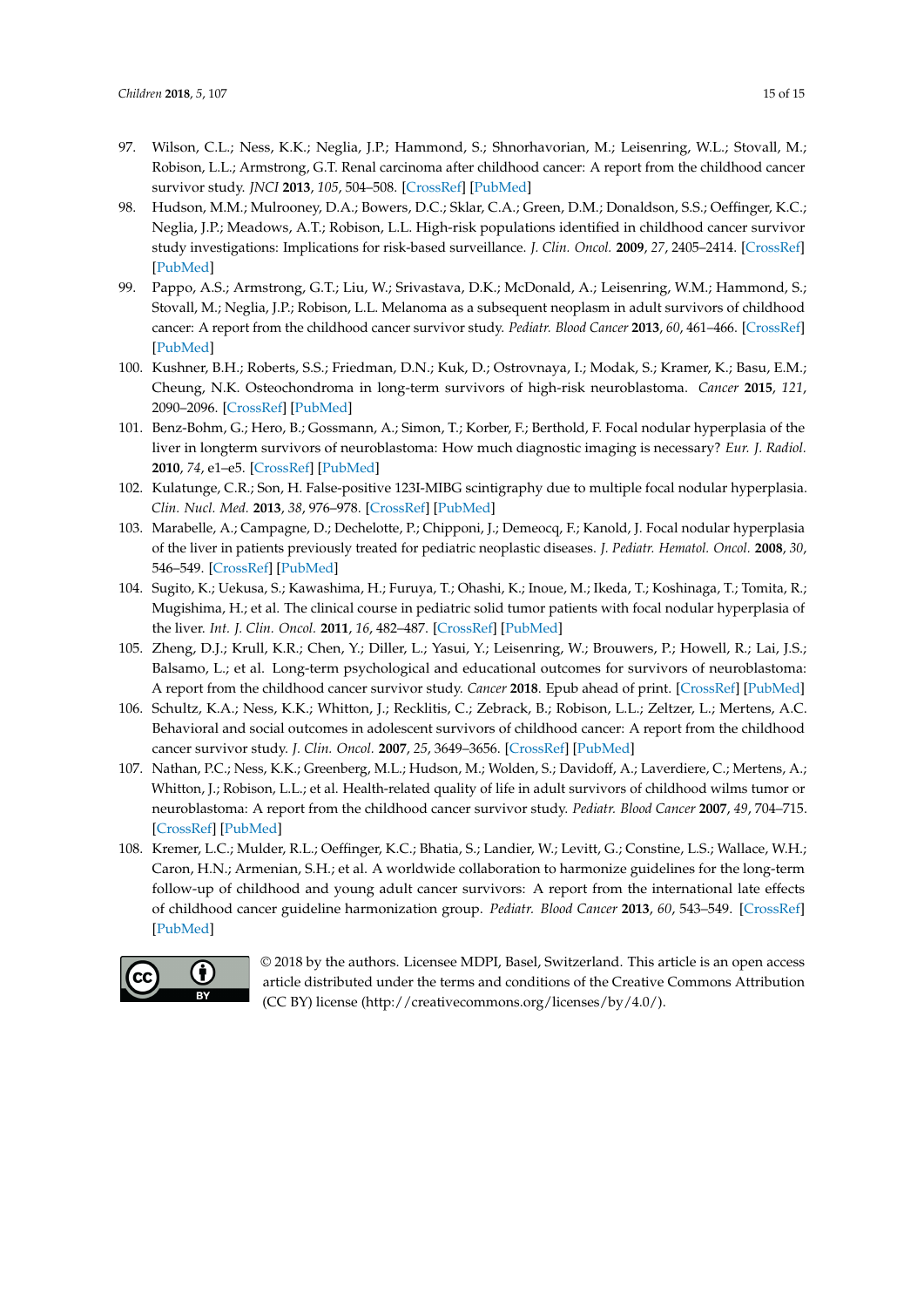97. Wilson, C.L.; Ness, K.K.; Neglia, J.P.; Hammond, S.; Shnorhavorian, M.; Leisenring, W.L.; Stovall, M.; Robison, L.L.; Armstrong, G.T. Renal carcinoma after childhood cancer: A report from the childhood cancer survivor study. *JNCI* **2013**, *105*, 504–508. [CrossRef] [PubMed]
98. Hudson, M.M.; Mulrooney, D.A.; Bowers, D.C.; Sklar, C.A.; Green, D.M.; Donaldson, S.S.; Oeffinger, K.C.; Neglia, J.P.; Meadows, A.T.; Robison, L.L. High-risk populations identified in childhood cancer survivor study investigations: Implications for risk-based surveillance. *J. Clin. Oncol.* **2009**, *27*, 2405–2414. [CrossRef] [PubMed]
99. Pappo, A.S.; Armstrong, G.T.; Liu, W.; Srivastava, D.K.; McDonald, A.; Leisenring, W.M.; Hammond, S.; Stovall, M.; Neglia, J.P.; Robison, L.L. Melanoma as a subsequent neoplasm in adult survivors of childhood cancer: A report from the childhood cancer survivor study. *Pediatr. Blood Cancer* **2013**, *60*, 461–466. [CrossRef] [PubMed]
100. Kushner, B.H.; Roberts, S.S.; Friedman, D.N.; Kuk, D.; Ostrovnaya, I.; Modak, S.; Kramer, K.; Basu, E.M.; Cheung, N.K. Osteochondroma in long-term survivors of high-risk neuroblastoma. *Cancer* **2015**, *121*, 2090–2096. [CrossRef] [PubMed]
101. Benz-Bohm, G.; Hero, B.; Gossmann, A.; Simon, T.; Korber, F.; Berthold, F. Focal nodular hyperplasia of the liver in longterm survivors of neuroblastoma: How much diagnostic imaging is necessary? *Eur. J. Radiol.* **2010**, *74*, e1–e5. [CrossRef] [PubMed]
102. Kulatunge, C.R.; Son, H. False-positive 123I-MIBG scintigraphy due to multiple focal nodular hyperplasia. *Clin. Nucl. Med.* **2013**, *38*, 976–978. [CrossRef] [PubMed]
103. Marabelle, A.; Campagne, D.; Dechelotte, P.; Chipponi, J.; Demeocq, F.; Kanold, J. Focal nodular hyperplasia of the liver in patients previously treated for pediatric neoplastic diseases. *J. Pediatr. Hematol. Oncol.* **2008**, *30*, 546–549. [CrossRef] [PubMed]
104. Sugito, K.; Uekusa, S.; Kawashima, H.; Furuya, T.; Ohashi, K.; Inoue, M.; Ikeda, T.; Koshinaga, T.; Tomita, R.; Mugishima, H.; et al. The clinical course in pediatric solid tumor patients with focal nodular hyperplasia of the liver. *Int. J. Clin. Oncol.* **2011**, *16*, 482–487. [CrossRef] [PubMed]
105. Zheng, D.J.; Krull, K.R.; Chen, Y.; Diller, L.; Yasui, Y.; Leisenring, W.; Brouwers, P.; Howell, R.; Lai, J.S.; Balsamo, L.; et al. Long-term psychological and educational outcomes for survivors of neuroblastoma: A report from the childhood cancer survivor study. *Cancer* **2018**. Epub ahead of print. [CrossRef] [PubMed]
106. Schultz, K.A.; Ness, K.K.; Whitton, J.; Recklitis, C.; Zebrack, B.; Robison, L.L.; Zeltzer, L.; Mertens, A.C. Behavioral and social outcomes in adolescent survivors of childhood cancer: A report from the childhood cancer survivor study. *J. Clin. Oncol.* **2007**, *25*, 3649–3656. [CrossRef] [PubMed]
107. Nathan, P.C.; Ness, K.K.; Greenberg, M.L.; Hudson, M.; Wolden, S.; Davidoff, A.; Laverdiere, C.; Mertens, A.; Whitton, J.; Robison, L.L.; et al. Health-related quality of life in adult survivors of childhood wilms tumor or neuroblastoma: A report from the childhood cancer survivor study. *Pediatr. Blood Cancer* **2007**, *49*, 704–715. [CrossRef] [PubMed]
108. Kremer, L.C.; Mulder, R.L.; Oeffinger, K.C.; Bhatia, S.; Landier, W.; Levitt, G.; Constine, L.S.; Wallace, W.H.; Caron, H.N.; Armenian, S.H.; et al. A worldwide collaboration to harmonize guidelines for the long-term follow-up of childhood and young adult cancer survivors: A report from the international late effects of childhood cancer guideline harmonization group. *Pediatr. Blood Cancer* **2013**, *60*, 543–549. [CrossRef] [PubMed]

© 2018 by the authors. Licensee MDPI, Basel, Switzerland. This article is an open access article distributed under the terms and conditions of the Creative Commons Attribution (CC BY) license (http://creativecommons.org/licenses/by/4.0/).